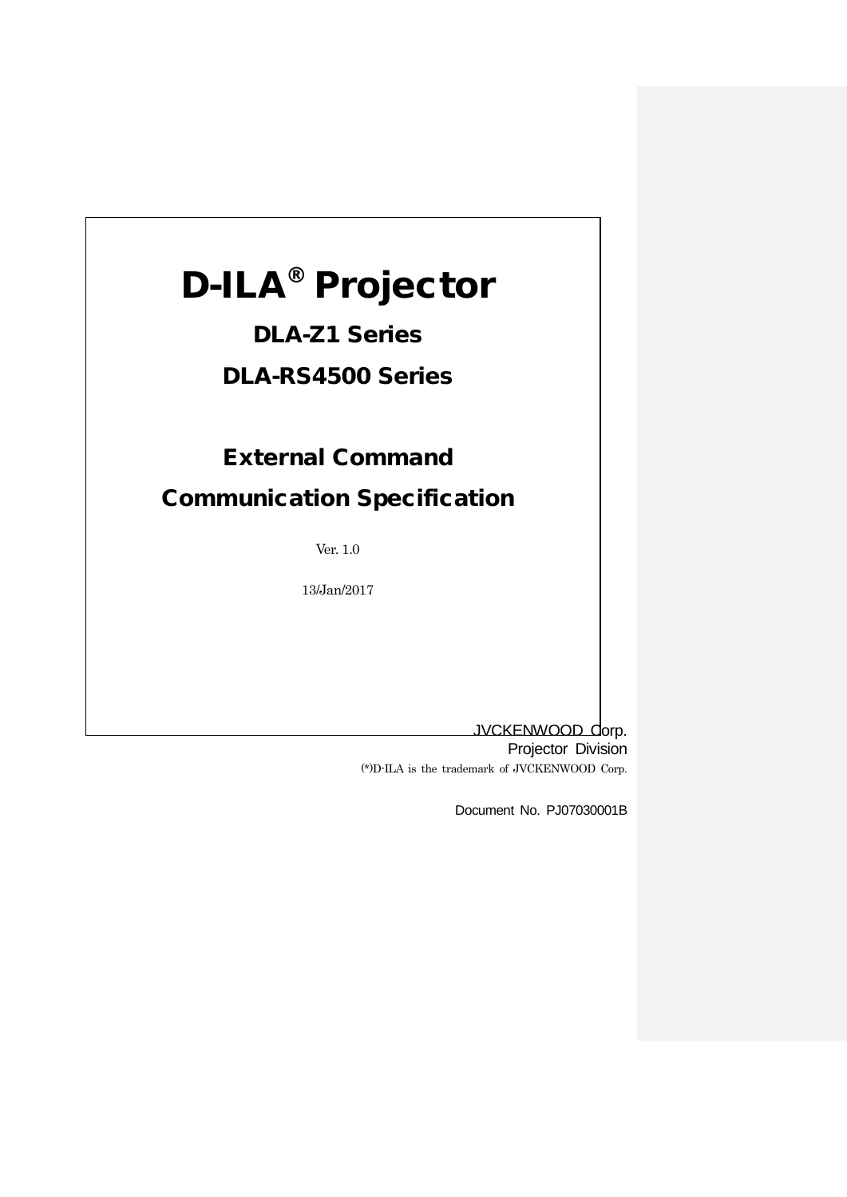# D-ILA® Projector

## DLA-Z1 Series

## DLA-RS4500 Series

## External Command Communication Specification

Ver. 1.0

13/Jan/2017

JVCKENWOOD Corp.
Projector Division

(*)D-ILA is the trademark of JVCKENWOOD Corp.

Document No. PJ07030001B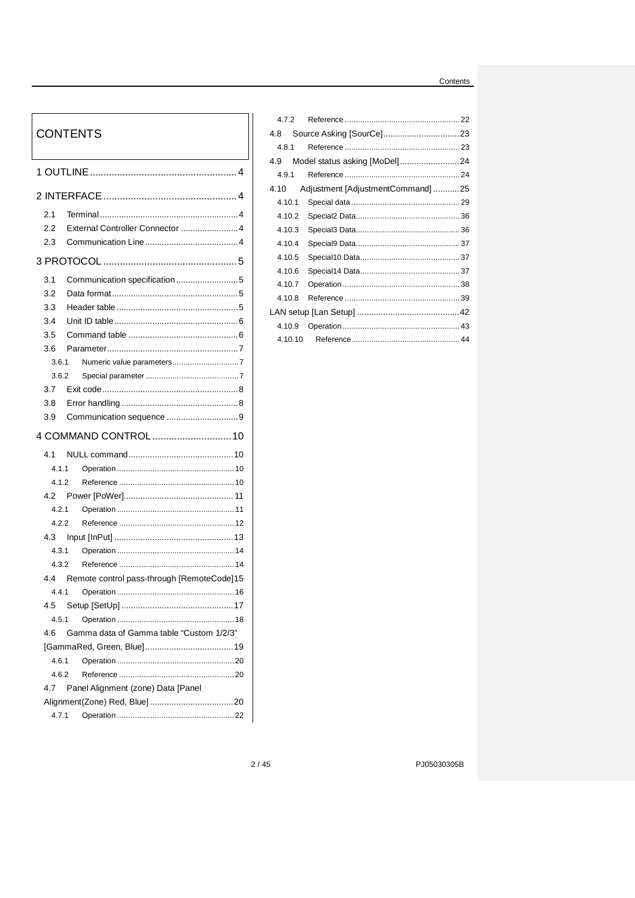# CONTENTS

1 OUTLINE ..... 4

2 INTERFACE ..... 4

- 2.1 Terminal ..... 4
- 2.2 External Controller Connector ..... 4
- 2.3 Communication Line ..... 4

3 PROTOCOL ..... 5

- 3.1 Communication specification ..... 5
- 3.2 Data format ..... 5
- 3.3 Header table ..... 5
- 3.4 Unit ID table ..... 6
- 3.5 Command table ..... 6
- 3.6 Parameter ..... 7
  - 3.6.1 Numeric value parameters ..... 7
  - 3.6.2 Special parameter ..... 7
- 3.7 Exit code ..... 8
- 3.8 Error handling ..... 8
- 3.9 Communication sequence ..... 9

4 COMMAND CONTROL ..... 10

- 4.1 NULL command ..... 10
  - 4.1.1 Operation ..... 10
  - 4.1.2 Reference ..... 10
- 4.2 Power [PoWer] ..... 11
  - 4.2.1 Operation ..... 11
  - 4.2.2 Reference ..... 12
- 4.3 Input [InPut] ..... 13
  - 4.3.1 Operation ..... 14
  - 4.3.2 Reference ..... 14
- 4.4 Remote control pass-through [RemoteCode] ..... 15
  - 4.4.1 Operation ..... 16
- 4.5 Setup [SetUp] ..... 17
  - 4.5.1 Operation ..... 18
- 4.6 Gamma data of Gamma table "Custom 1/2/3" [GammaRed, Green, Blue] ..... 19
  - 4.6.1 Operation ..... 20
  - 4.6.2 Reference ..... 20
- 4.7 Panel Alignment (zone) Data [Panel Alignment(Zone) Red, Blue] ..... 20
  - 4.7.1 Operation ..... 22
  - 4.7.2 Reference ..... 22
- 4.8 Source Asking [SourCe] ..... 23
  - 4.8.1 Reference ..... 23
- 4.9 Model status asking [MoDel] ..... 24
  - 4.9.1 Reference ..... 24
- 4.10 Adjustment [AdjustmentCommand] ..... 25
  - 4.10.1 Special data ..... 29
  - 4.10.2 Special2 Data ..... 36
  - 4.10.3 Special3 Data ..... 36
  - 4.10.4 Special9 Data ..... 37
  - 4.10.5 Special10 Data ..... 37
  - 4.10.6 Special14 Data ..... 37
  - 4.10.7 Operation ..... 38
  - 4.10.8 Reference ..... 39
- LAN setup [Lan Setup] ..... 42
  - 4.10.9 Operation ..... 43
  - 4.10.10 Reference ..... 44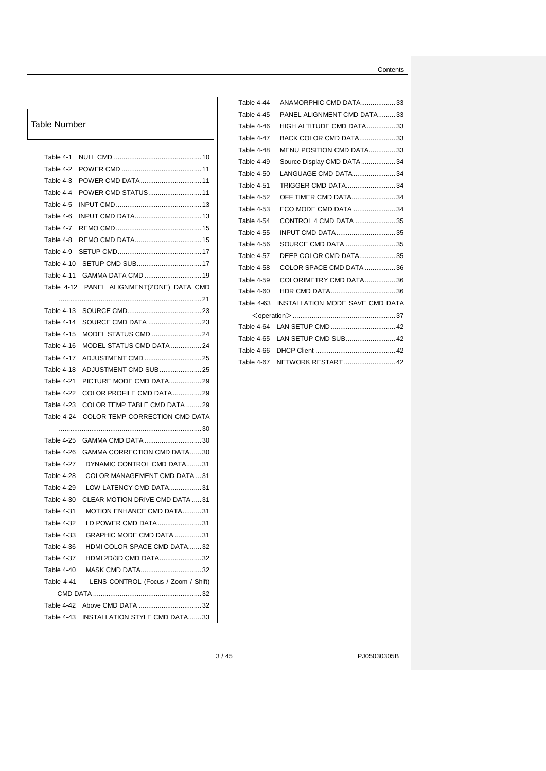## Table Number

- Table 4-1 NULL CMD .......... 10
- Table 4-2 POWER CMD .......... 11
- Table 4-3 POWER CMD DATA .......... 11
- Table 4-4 POWER CMD STATUS .......... 11
- Table 4-5 INPUT CMD .......... 13
- Table 4-6 INPUT CMD DATA .......... 13
- Table 4-7 REMO CMD .......... 15
- Table 4-8 REMO CMD DATA .......... 15
- Table 4-9 SETUP CMD .......... 17
- Table 4-10 SETUP CMD SUB .......... 17
- Table 4-11 GAMMA DATA CMD .......... 19
- Table 4-12 PANEL ALIGNMENT(ZONE) DATA CMD .......... 21
- Table 4-13 SOURCE CMD .......... 23
- Table 4-14 SOURCE CMD DATA .......... 23
- Table 4-15 MODEL STATUS CMD .......... 24
- Table 4-16 MODEL STATUS CMD DATA .......... 24
- Table 4-17 ADJUSTMENT CMD .......... 25
- Table 4-18 ADJUSTMENT CMD SUB .......... 25
- Table 4-21 PICTURE MODE CMD DATA .......... 29
- Table 4-22 COLOR PROFILE CMD DATA .......... 29
- Table 4-23 COLOR TEMP TABLE CMD DATA .......... 29
- Table 4-24 COLOR TEMP CORRECTION CMD DATA .......... 30
- Table 4-25 GAMMA CMD DATA .......... 30
- Table 4-26 GAMMA CORRECTION CMD DATA .......... 30
- Table 4-27 DYNAMIC CONTROL CMD DATA .......... 31
- Table 4-28 COLOR MANAGEMENT CMD DATA .......... 31
- Table 4-29 LOW LATENCY CMD DATA .......... 31
- Table 4-30 CLEAR MOTION DRIVE CMD DATA .......... 31
- Table 4-31 MOTION ENHANCE CMD DATA .......... 31
- Table 4-32 LD POWER CMD DATA .......... 31
- Table 4-33 GRAPHIC MODE CMD DATA .......... 31
- Table 4-36 HDMI COLOR SPACE CMD DATA .......... 32
- Table 4-37 HDMI 2D/3D CMD DATA .......... 32
- Table 4-40 MASK CMD DATA .......... 32
- Table 4-41 LENS CONTROL (Focus / Zoom / Shift) CMD DATA .......... 32
- Table 4-42 Above CMD DATA .......... 32
- Table 4-43 INSTALLATION STYLE CMD DATA .......... 33
- Table 4-44 ANAMORPHIC CMD DATA .......... 33
- Table 4-45 PANEL ALIGNMENT CMD DATA .......... 33
- Table 4-46 HIGH ALTITUDE CMD DATA .......... 33
- Table 4-47 BACK COLOR CMD DATA .......... 33
- Table 4-48 MENU POSITION CMD DATA .......... 33
- Table 4-49 Source Display CMD DATA .......... 34
- Table 4-50 LANGUAGE CMD DATA .......... 34
- Table 4-51 TRIGGER CMD DATA .......... 34
- Table 4-52 OFF TIMER CMD DATA .......... 34
- Table 4-53 ECO MODE CMD DATA .......... 34
- Table 4-54 CONTROL 4 CMD DATA .......... 35
- Table 4-55 INPUT CMD DATA .......... 35
- Table 4-56 SOURCE CMD DATA .......... 35
- Table 4-57 DEEP COLOR CMD DATA .......... 35
- Table 4-58 COLOR SPACE CMD DATA .......... 36
- Table 4-59 COLORIMETRY CMD DATA .......... 36
- Table 4-60 HDR CMD DATA .......... 36
- Table 4-63 INSTALLATION MODE SAVE CMD DATA ＜operation＞ .......... 37
- Table 4-64 LAN SETUP CMD .......... 42
- Table 4-65 LAN SETUP CMD SUB .......... 42
- Table 4-66 DHCP Client .......... 42
- Table 4-67 NETWORK RESTART .......... 42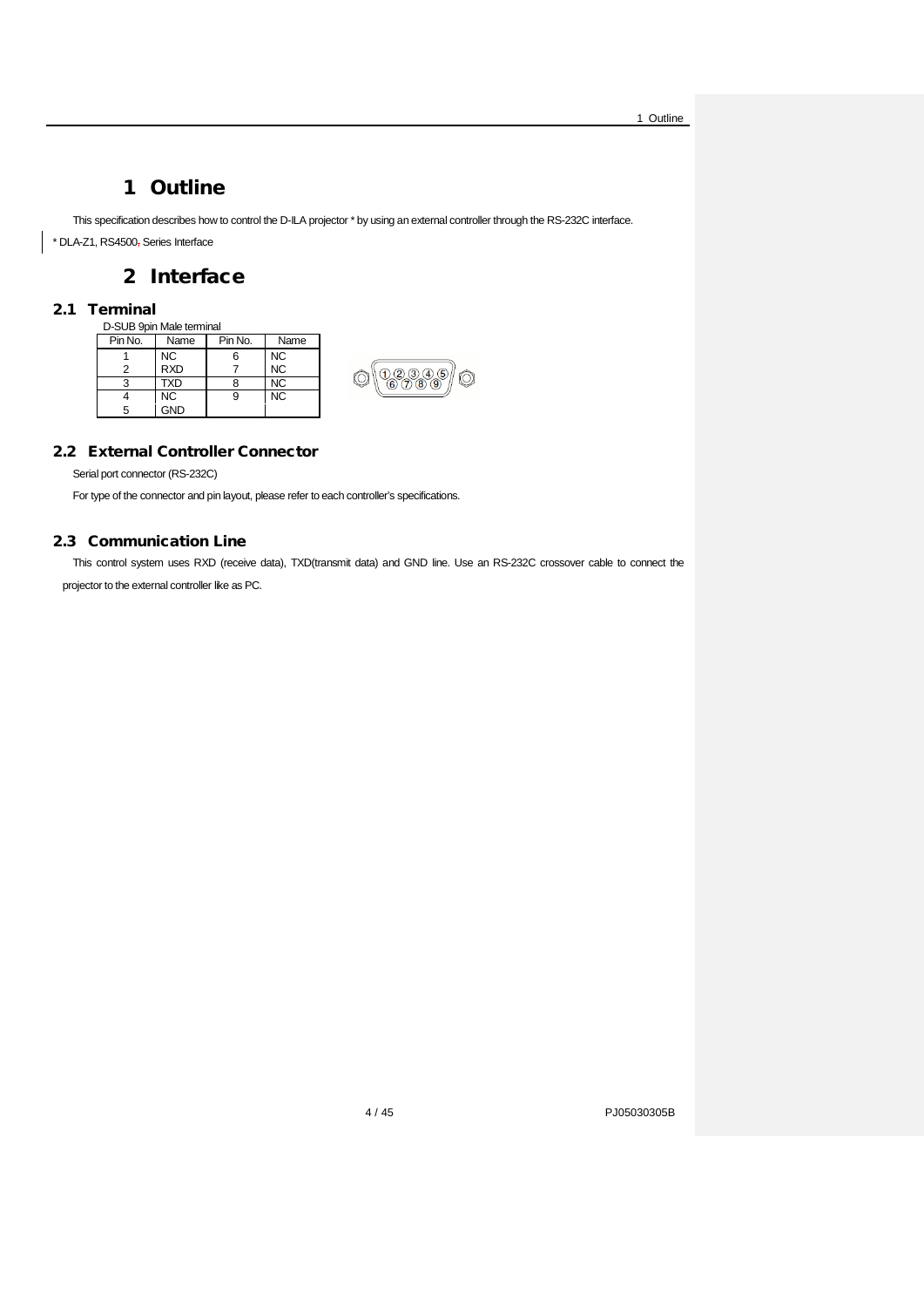# 1 Outline

This specification describes how to control the D-ILA projector * by using an external controller through the RS-232C interface.

* DLA-Z1, RS4500, Series Interface

# 2 Interface

## 2.1 Terminal

D-SUB 9pin Male terminal

| Pin No. | Name | Pin No. | Name |
|---|---|---|---|
| 1 | NC | 6 | NC |
| 2 | RXD | 7 | NC |
| 3 | TXD | 8 | NC |
| 4 | NC | 9 | NC |
| 5 | GND | | |

## 2.2 External Controller Connector

Serial port connector (RS-232C)

For type of the connector and pin layout, please refer to each controller's specifications.

## 2.3 Communication Line

This control system uses RXD (receive data), TXD(transmit data) and GND line. Use an RS-232C crossover cable to connect the projector to the external controller like as PC.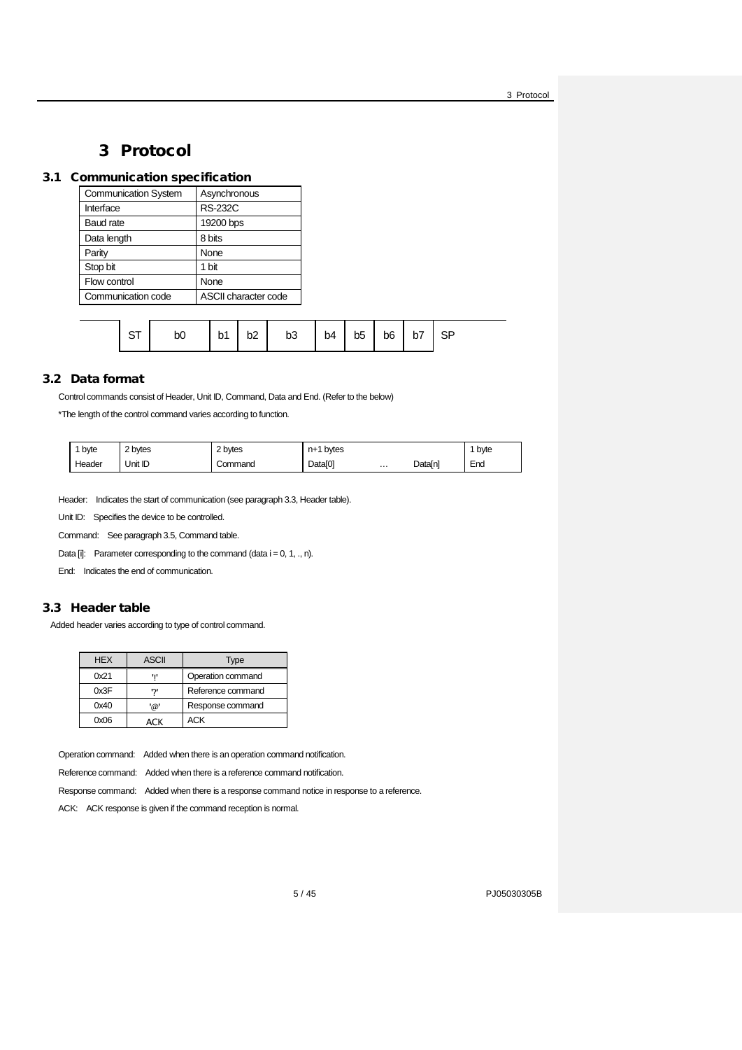# 3 Protocol

## 3.1 Communication specification

| Communication System | Asynchronous |
|---|---|
| Interface | RS-232C |
| Baud rate | 19200 bps |
| Data length | 8 bits |
| Parity | None |
| Stop bit | 1 bit |
| Flow control | None |
| Communication code | ASCII character code |

| ST | b0 | b1 | b2 | b3 | b4 | b5 | b6 | b7 | SP |
|---|---|---|---|---|---|---|---|---|---|

## 3.2 Data format

Control commands consist of Header, Unit ID, Command, Data and End. (Refer to the below)

*The length of the control command varies according to function.

| 1 byte | 2 bytes | 2 bytes | n+1 bytes | | | 1 byte |
|---|---|---|---|---|---|---|
| Header | Unit ID | Command | Data[0] | … | Data[n] | End |

Header: Indicates the start of communication (see paragraph 3.3, Header table).

Unit ID: Specifies the device to be controlled.

Command: See paragraph 3.5, Command table.

Data [i]: Parameter corresponding to the command (data i = 0, 1, ., n).

End: Indicates the end of communication.

## 3.3 Header table

Added header varies according to type of control command.

| HEX | ASCII | Type |
|---|---|---|
| 0x21 | '!' | Operation command |
| 0x3F | '?' | Reference command |
| 0x40 | '@' | Response command |
| 0x06 | ACK | ACK |

Operation command: Added when there is an operation command notification.

Reference command: Added when there is a reference command notification.

Response command: Added when there is a response command notice in response to a reference.

ACK: ACK response is given if the command reception is normal.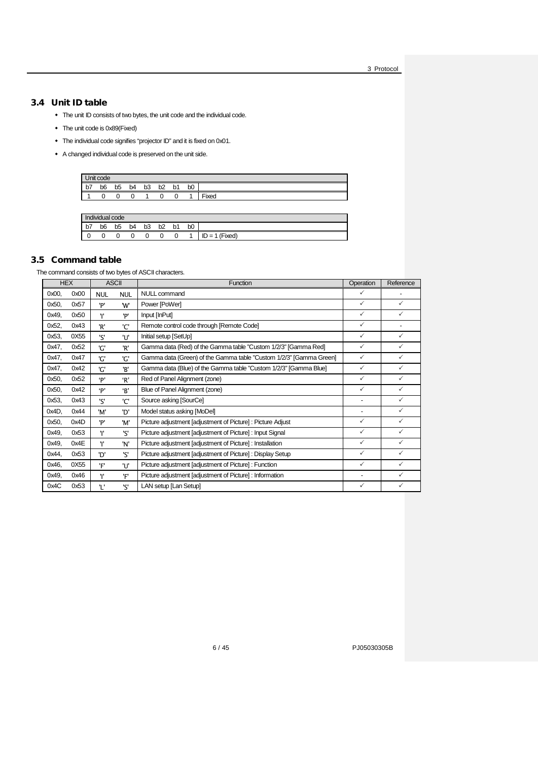## 3.4 Unit ID table

- The unit ID consists of two bytes, the unit code and the individual code.
- The unit code is 0x89(Fixed)
- The individual code signifies "projector ID" and it is fixed on 0x01.
- A changed individual code is preserved on the unit side.

| Unit code | | | | | | | | |
|---|---|---|---|---|---|---|---|---|
| b7 | b6 | b5 | b4 | b3 | b2 | b1 | b0 | |
| 1 | 0 | 0 | 0 | 1 | 0 | 0 | 1 | Fixed |

| Individual code | | | | | | | | |
|---|---|---|---|---|---|---|---|---|
| b7 | b6 | b5 | b4 | b3 | b2 | b1 | b0 | |
| 0 | 0 | 0 | 0 | 0 | 0 | 0 | 1 | ID = 1 (Fixed) |

## 3.5 Command table

The command consists of two bytes of ASCII characters.

| HEX | | ASCII | | Function | Operation | Reference |
|---|---|---|---|---|---|---|
| 0x00, | 0x00 | NUL | NUL | NULL command | ✓ | - |
| 0x50, | 0x57 | 'P' | 'W' | Power [PoWer] | ✓ | ✓ |
| 0x49, | 0x50 | 'I' | 'P' | Input [InPut] | ✓ | ✓ |
| 0x52, | 0x43 | 'R' | 'C' | Remote control code through [Remote Code] | ✓ | - |
| 0x53, | 0X55 | 'S' | 'U' | Initial setup [SetUp] | ✓ | ✓ |
| 0x47, | 0x52 | 'G' | 'R' | Gamma data (Red) of the Gamma table "Custom 1/2/3" [Gamma Red] | ✓ | ✓ |
| 0x47, | 0x47 | 'G' | 'G' | Gamma data (Green) of the Gamma table "Custom 1/2/3" [Gamma Green] | ✓ | ✓ |
| 0x47, | 0x42 | 'G' | 'B' | Gamma data (Blue) of the Gamma table "Custom 1/2/3" [Gamma Blue] | ✓ | ✓ |
| 0x50, | 0x52 | 'P' | 'R' | Red of Panel Alignment (zone) | ✓ | ✓ |
| 0x50, | 0x42 | 'P' | 'B' | Blue of Panel Alignment (zone) | ✓ | ✓ |
| 0x53, | 0x43 | 'S' | 'C' | Source asking [SourCe] | - | ✓ |
| 0x4D, | 0x44 | 'M' | 'D' | Model status asking [MoDel] | - | ✓ |
| 0x50, | 0x4D | 'P' | 'M' | Picture adjustment [adjustment of Picture] : Picture Adjust | ✓ | ✓ |
| 0x49, | 0x53 | 'I' | 'S' | Picture adjustment [adjustment of Picture] : Input Signal | ✓ | ✓ |
| 0x49, | 0x4E | 'I' | 'N' | Picture adjustment [adjustment of Picture] : Installation | ✓ | ✓ |
| 0x44, | 0x53 | 'D' | 'S' | Picture adjustment [adjustment of Picture] : Display Setup | ✓ | ✓ |
| 0x46, | 0X55 | 'F' | 'U' | Picture adjustment [adjustment of Picture] : Function | ✓ | ✓ |
| 0x49, | 0x46 | 'I' | 'F' | Picture adjustment [adjustment of Picture] : Information | - | ✓ |
| 0x4C | 0x53 | 'L' | 'S' | LAN setup [Lan Setup] | ✓ | ✓ |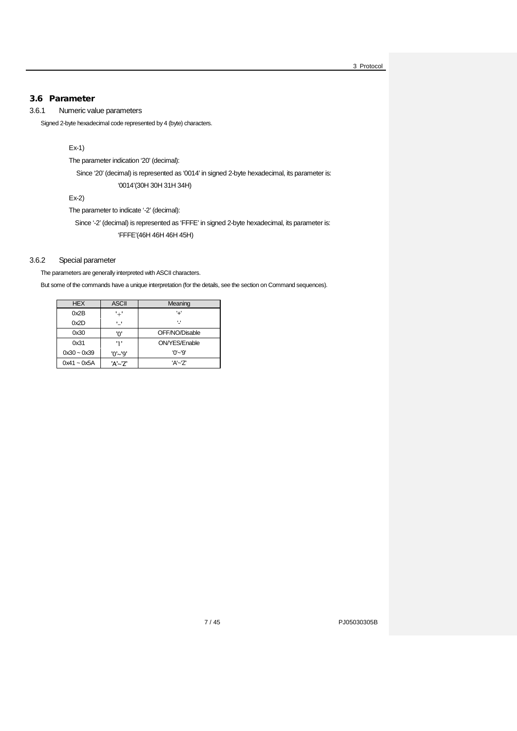## 3.6 Parameter

### 3.6.1 Numeric value parameters

Signed 2-byte hexadecimal code represented by 4 (byte) characters.

Ex-1)

The parameter indication '20' (decimal):

Since '20' (decimal) is represented as '0014' in signed 2-byte hexadecimal, its parameter is:

'0014'(30H 30H 31H 34H)

Ex-2)

The parameter to indicate '-2' (decimal):

Since '-2' (decimal) is represented as 'FFFE' in signed 2-byte hexadecimal, its parameter is:

'FFFE'(46H 46H 46H 45H)

### 3.6.2 Special parameter

The parameters are generally interpreted with ASCII characters.

But some of the commands have a unique interpretation (for the details, see the section on Command sequences).

| HEX | ASCII | Meaning |
|---|---|---|
| 0x2B | '+' | '+' |
| 0x2D | '-' | '-' |
| 0x30 | '0' | OFF/NO/Disable |
| 0x31 | '1' | ON/YES/Enable |
| 0x30 ~ 0x39 | '0'~'9' | '0'~'9' |
| 0x41 ~ 0x5A | 'A'~'Z' | 'A'~'Z' |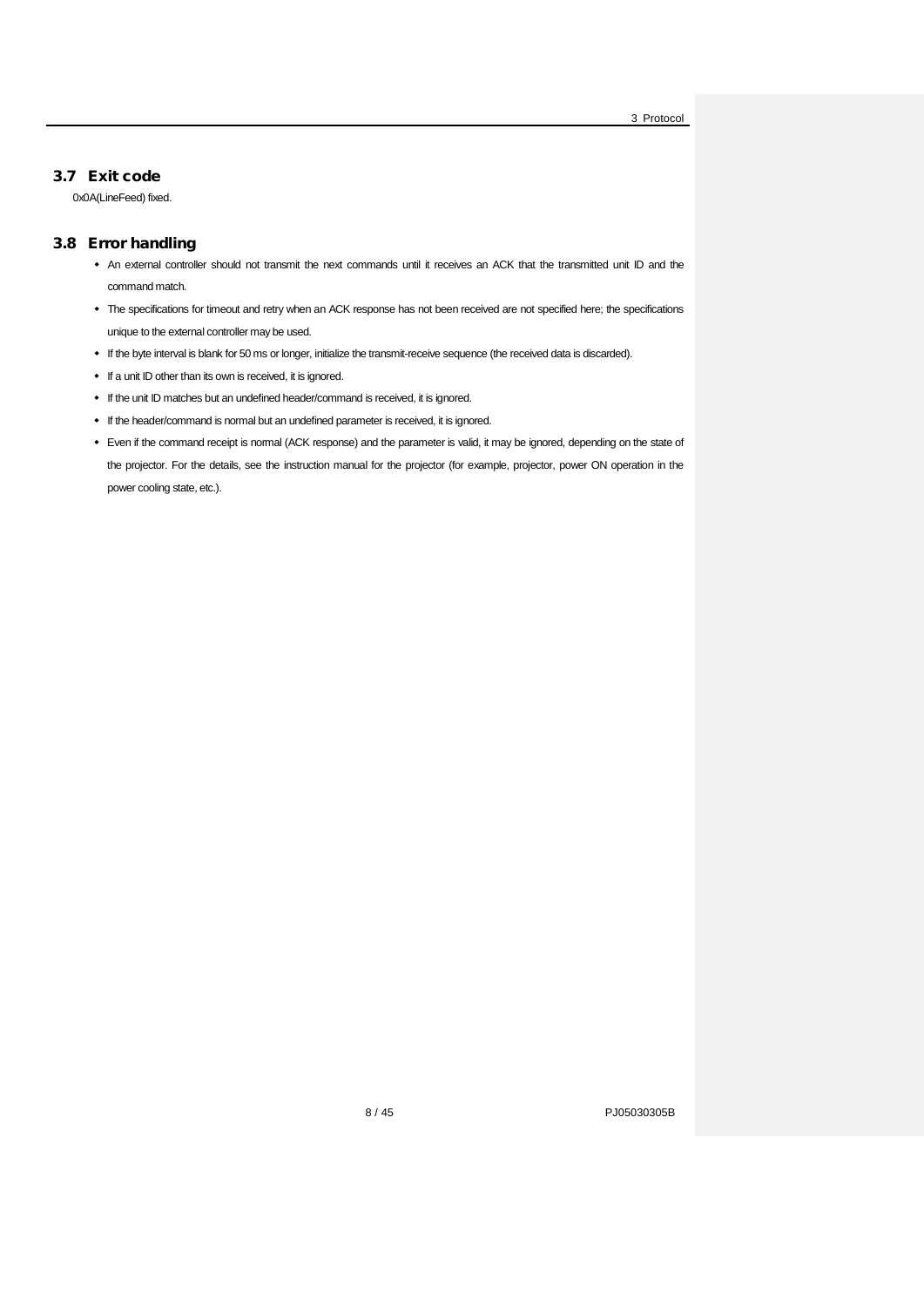## 3.7 Exit code

0x0A(LineFeed) fixed.

## 3.8 Error handling

- An external controller should not transmit the next commands until it receives an ACK that the transmitted unit ID and the command match.
- The specifications for timeout and retry when an ACK response has not been received are not specified here; the specifications unique to the external controller may be used.
- If the byte interval is blank for 50 ms or longer, initialize the transmit-receive sequence (the received data is discarded).
- If a unit ID other than its own is received, it is ignored.
- If the unit ID matches but an undefined header/command is received, it is ignored.
- If the header/command is normal but an undefined parameter is received, it is ignored.
- Even if the command receipt is normal (ACK response) and the parameter is valid, it may be ignored, depending on the state of the projector. For the details, see the instruction manual for the projector (for example, projector, power ON operation in the power cooling state, etc.).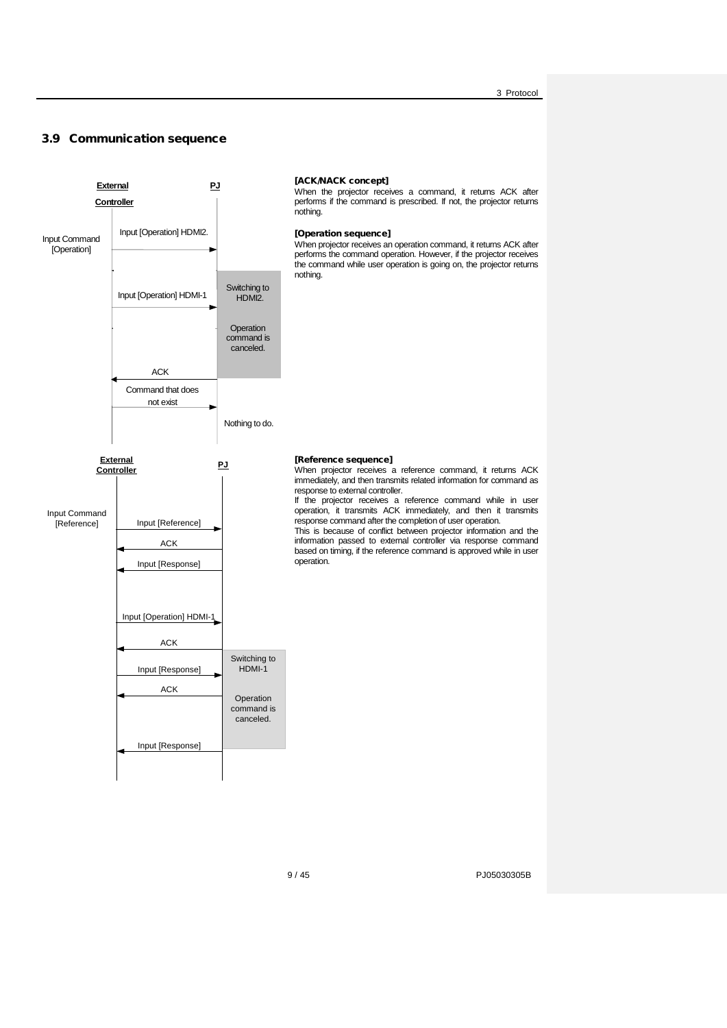## 3.9 Communication sequence

External Controller | PJ

Input Command [Operation]

- Input [Operation] HDMI2. →
- Input [Operation] HDMI-1 →
- PJ: Switching to HDMI2. / Operation command is canceled.
- ← ACK
- Command that does not exist →
- PJ: Nothing to do.

**[ACK/NACK concept]**
When the projector receives a command, it returns ACK after performs if the command is prescribed. If not, the projector returns nothing.

**[Operation sequence]**
When projector receives an operation command, it returns ACK after performs the command operation. However, if the projector receives the command while user operation is going on, the projector returns nothing.

External Controller | PJ

Input Command [Reference]

- Input [Reference] →
- ← ACK
- ← Input [Response]
- Input [Operation] HDMI-1 →
- ← ACK
- Input [Response] →
- ← ACK
- PJ: Switching to HDMI-1 / Operation command is canceled.
- ← Input [Response]

**[Reference sequence]**
When projector receives a reference command, it returns ACK immediately, and then transmits related information for command as response to external controller.
If the projector receives a reference command while in user operation, it transmits ACK immediately, and then it transmits response command after the completion of user operation.
This is because of conflict between projector information and the information passed to external controller via response command based on timing, if the reference command is approved while in user operation.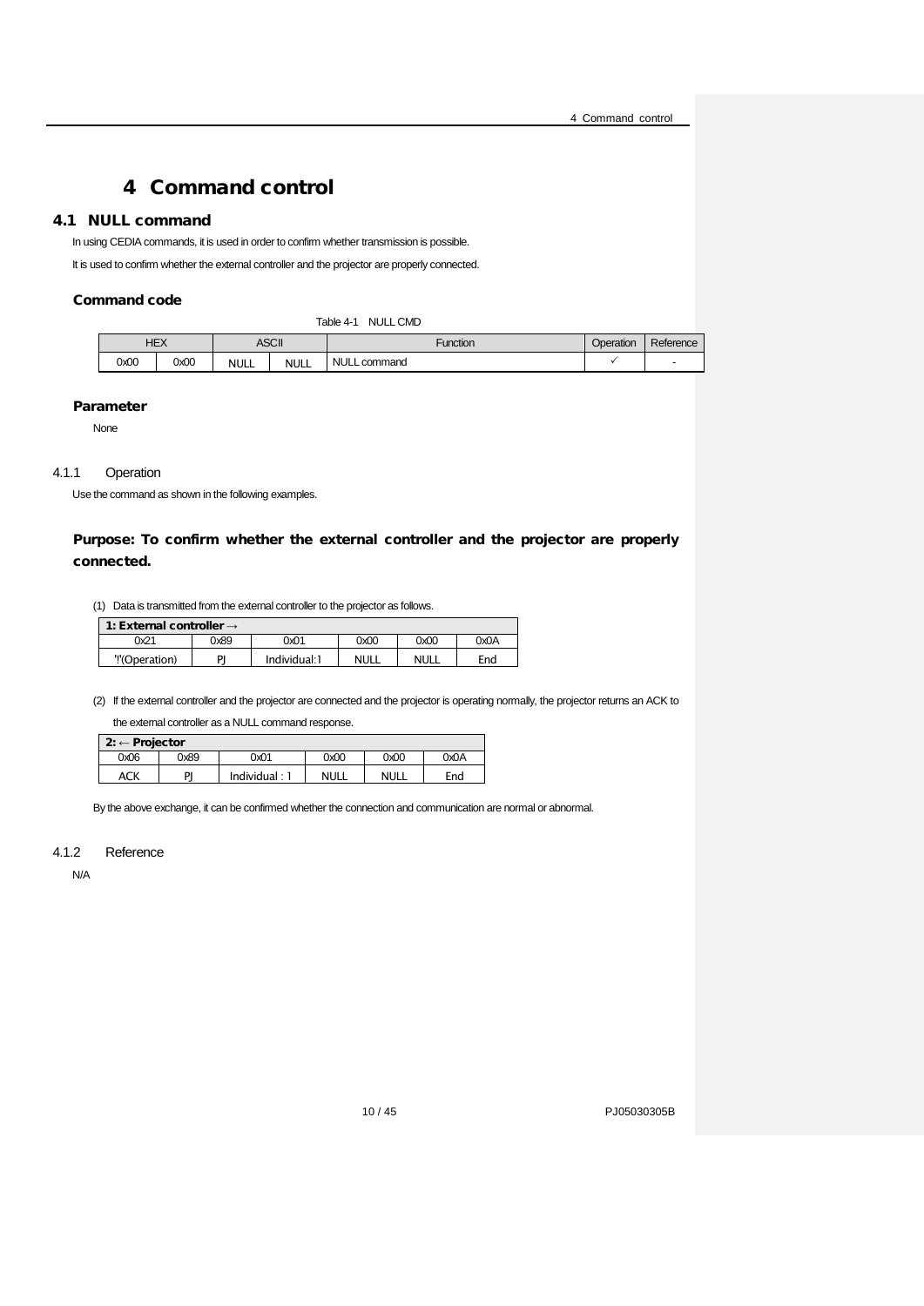# 4 Command control

## 4.1 NULL command

In using CEDIA commands, it is used in order to confirm whether transmission is possible.

It is used to confirm whether the external controller and the projector are properly connected.

### Command code

Table 4-1 NULL CMD

| HEX | | ASCII | | Function | Operation | Reference |
|---|---|---|---|---|---|---|
| 0x00 | 0x00 | NULL | NULL | NULL command | ✓ | - |

### Parameter

None

### 4.1.1 Operation

Use the command as shown in the following examples.

**Purpose: To confirm whether the external controller and the projector are properly connected.**

(1) Data is transmitted from the external controller to the projector as follows.

| 1: External controller → | | | | | |
|---|---|---|---|---|---|
| 0x21 | 0x89 | 0x01 | 0x00 | 0x00 | 0x0A |
| '!'(Operation) | PJ | Individual:1 | NULL | NULL | End |

(2) If the external controller and the projector are connected and the projector is operating normally, the projector returns an ACK to the external controller as a NULL command response.

| 2: ← Projector | | | | | |
|---|---|---|---|---|---|
| 0x06 | 0x89 | 0x01 | 0x00 | 0x00 | 0x0A |
| ACK | PJ | Individual : 1 | NULL | NULL | End |

By the above exchange, it can be confirmed whether the connection and communication are normal or abnormal.

### 4.1.2 Reference

N/A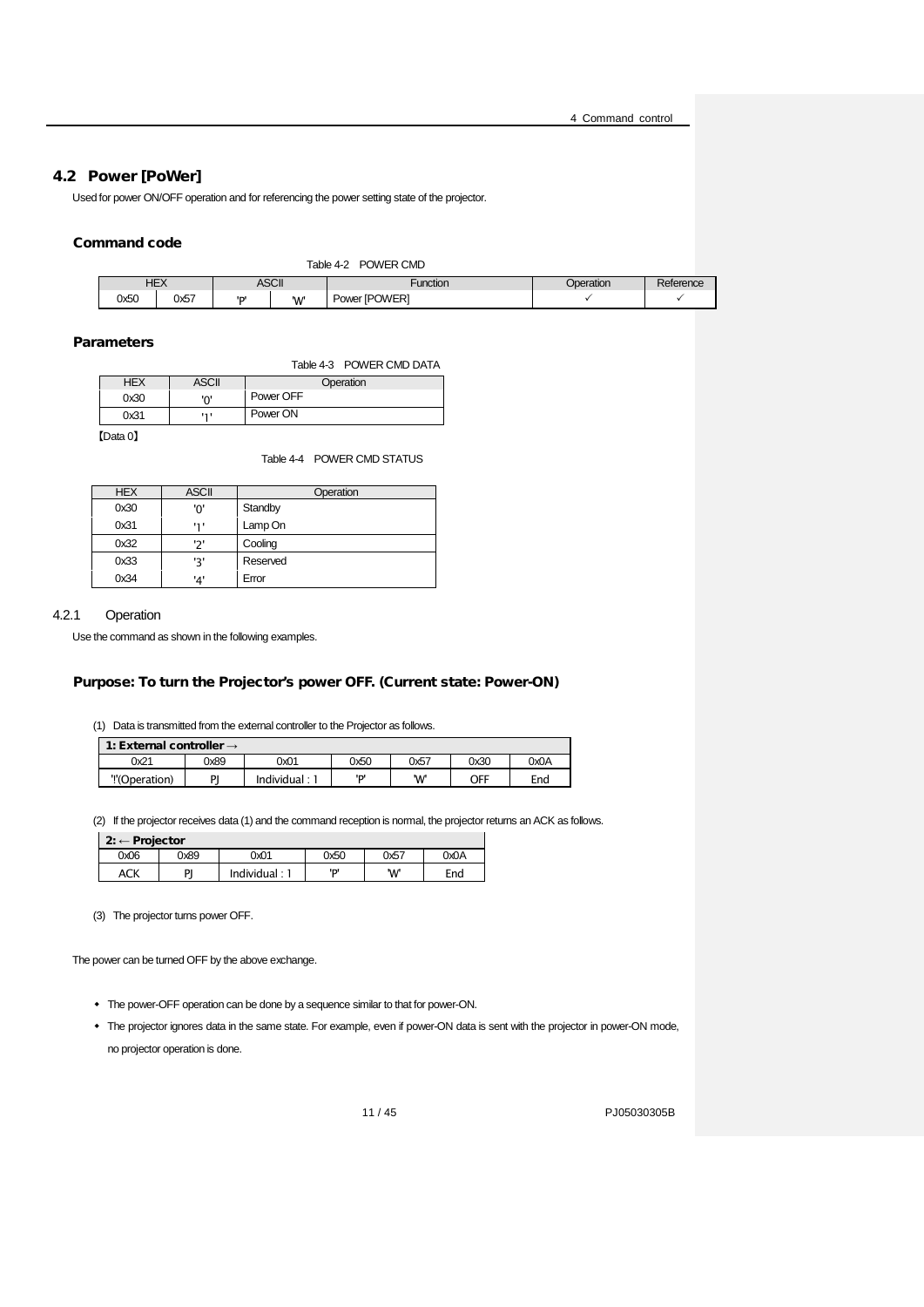## 4.2 Power [PoWer]

Used for power ON/OFF operation and for referencing the power setting state of the projector.

### Command code

Table 4-2 POWER CMD

| HEX | | ASCII | | Function | Operation | Reference |
|---|---|---|---|---|---|---|
| 0x50 | 0x57 | 'P' | 'W' | Power [POWER] | ✓ | ✓ |

### Parameters

Table 4-3 POWER CMD DATA

| HEX | ASCII | Operation |
|---|---|---|
| 0x30 | '0' | Power OFF |
| 0x31 | '1' | Power ON |

【Data 0】

Table 4-4 POWER CMD STATUS

| HEX | ASCII | Operation |
|---|---|---|
| 0x30 | '0' | Standby |
| 0x31 | '1' | Lamp On |
| 0x32 | '2' | Cooling |
| 0x33 | '3' | Reserved |
| 0x34 | '4' | Error |

### 4.2.1 Operation

Use the command as shown in the following examples.

#### Purpose: To turn the Projector's power OFF. (Current state: Power-ON)

(1) Data is transmitted from the external controller to the Projector as follows.

| 1: External controller → | | | | | | |
|---|---|---|---|---|---|---|
| 0x21 | 0x89 | 0x01 | 0x50 | 0x57 | 0x30 | 0x0A |
| '!'(Operation) | PJ | Individual : 1 | 'P' | 'W' | OFF | End |

(2) If the projector receives data (1) and the command reception is normal, the projector returns an ACK as follows.

| 2: ← Projector | | | | | |
|---|---|---|---|---|---|
| 0x06 | 0x89 | 0x01 | 0x50 | 0x57 | 0x0A |
| ACK | PJ | Individual : 1 | 'P' | 'W' | End |

(3) The projector turns power OFF.

The power can be turned OFF by the above exchange.

- The power-OFF operation can be done by a sequence similar to that for power-ON.
- The projector ignores data in the same state. For example, even if power-ON data is sent with the projector in power-ON mode, no projector operation is done.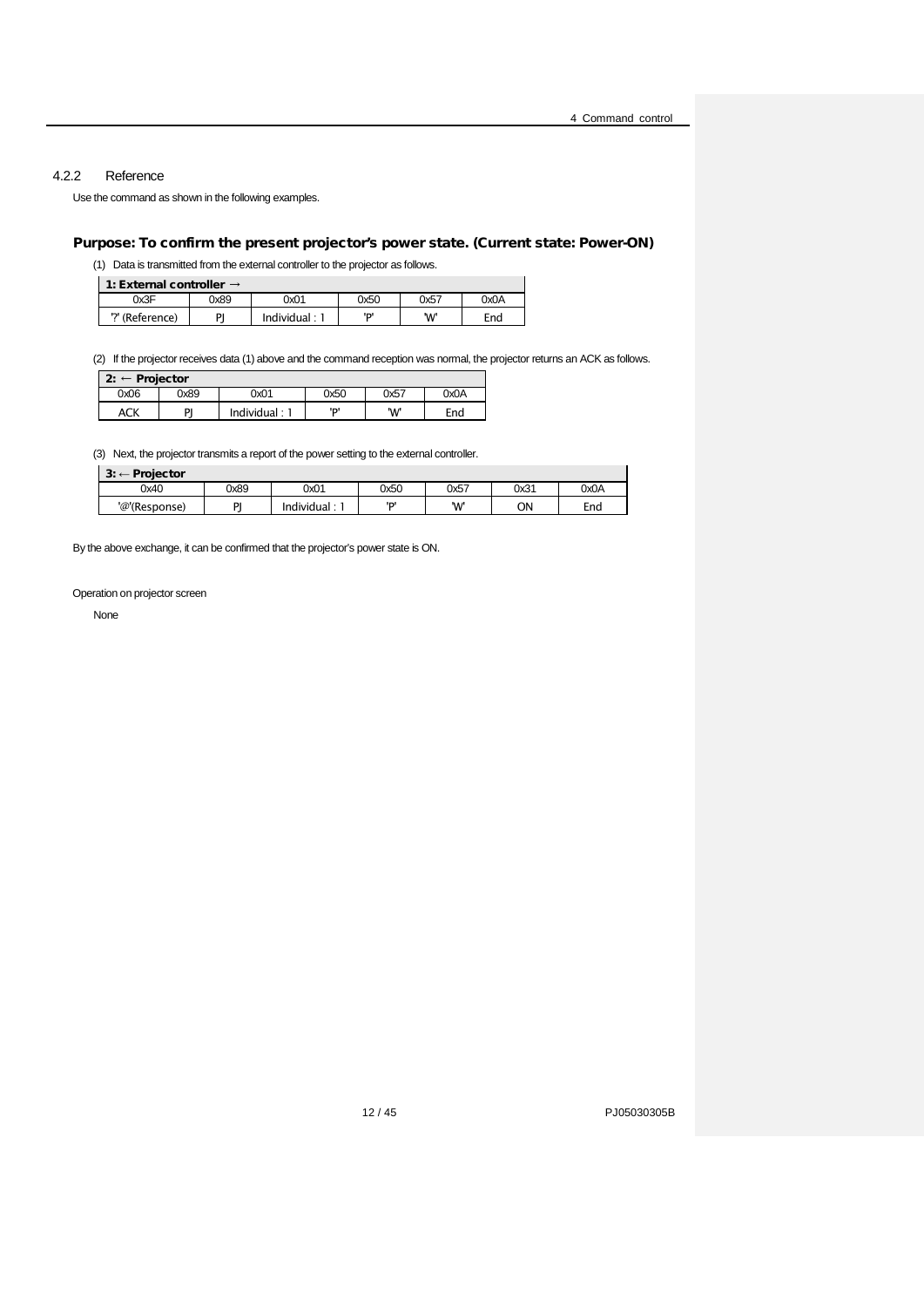### 4.2.2 Reference

Use the command as shown in the following examples.

**Purpose: To confirm the present projector's power state. (Current state: Power-ON)**

(1) Data is transmitted from the external controller to the projector as follows.

| **1: External controller →** | | | | | |
|---|---|---|---|---|---|
| 0x3F | 0x89 | 0x01 | 0x50 | 0x57 | 0x0A |
| '?' (Reference) | PJ | Individual : 1 | 'P' | 'W' | End |

(2) If the projector receives data (1) above and the command reception was normal, the projector returns an ACK as follows.

| **2: ← Projector** | | | | | |
|---|---|---|---|---|---|
| 0x06 | 0x89 | 0x01 | 0x50 | 0x57 | 0x0A |
| ACK | PJ | Individual : 1 | 'P' | 'W' | End |

(3) Next, the projector transmits a report of the power setting to the external controller.

| **3: ← Projector** | | | | | | |
|---|---|---|---|---|---|---|
| 0x40 | 0x89 | 0x01 | 0x50 | 0x57 | 0x31 | 0x0A |
| '@'(Response) | PJ | Individual : 1 | 'P' | 'W' | ON | End |

By the above exchange, it can be confirmed that the projector's power state is ON.

Operation on projector screen

None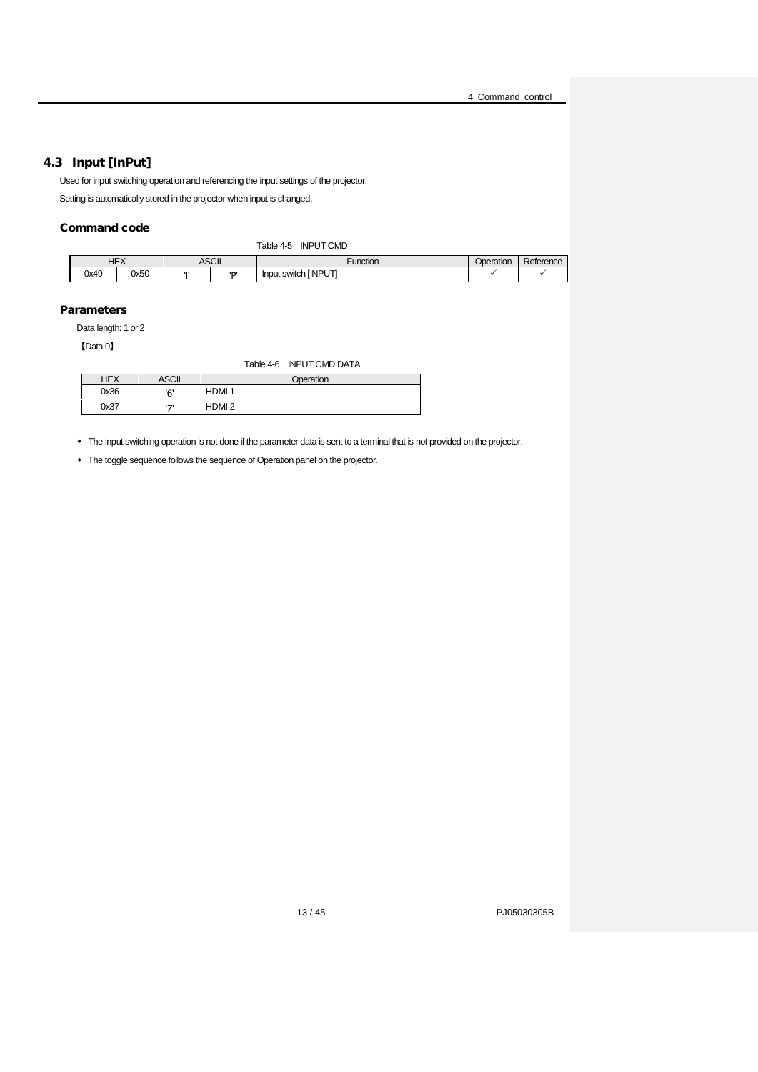## 4.3 Input [InPut]

Used for input switching operation and referencing the input settings of the projector.

Setting is automatically stored in the projector when input is changed.

### Command code

Table 4-5 INPUT CMD

| HEX | | ASCII | | Function | Operation | Reference |
|---|---|---|---|---|---|---|
| 0x49 | 0x50 | 'I' | 'P' | Input switch [INPUT] | ✓ | ✓ |

### Parameters

Data length: 1 or 2

【Data 0】

Table 4-6 INPUT CMD DATA

| HEX | ASCII | Operation |
|---|---|---|
| 0x36 | '6' | HDMI-1 |
| 0x37 | '7' | HDMI-2 |

- The input switching operation is not done if the parameter data is sent to a terminal that is not provided on the projector.
- The toggle sequence follows the sequence of Operation panel on the projector.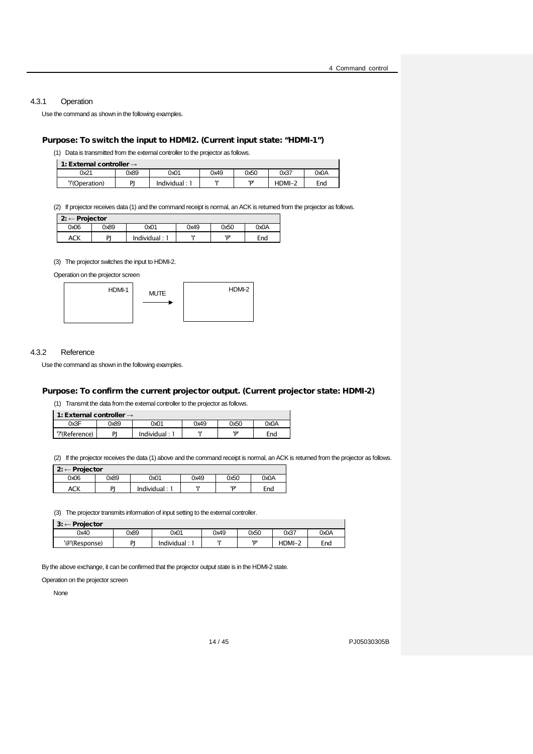### 4.3.1 Operation

Use the command as shown in the following examples.

#### Purpose: To switch the input to HDMI2. (Current input state: “HDMI-1”)

(1) Data is transmitted from the external controller to the projector as follows.

| 1: External controller → | | | | | | |
|---|---|---|---|---|---|---|
| 0x21 | 0x89 | 0x01 | 0x49 | 0x50 | 0x37 | 0x0A |
| '!'(Operation) | PJ | Individual : 1 | 'I' | 'P' | HDMI-2 | End |

(2) If projector receives data (1) and the command receipt is normal, an ACK is returned from the projector as follows.

| 2: ← Projector | | | | | |
|---|---|---|---|---|---|
| 0x06 | 0x89 | 0x01 | 0x49 | 0x50 | 0x0A |
| ACK | PJ | Individual : 1 | 'I' | 'P' | End |

(3) The projector switches the input to HDMI-2.

Operation on the projector screen

HDMI-1 → MUTE → HDMI-2

### 4.3.2 Reference

Use the command as shown in the following examples.

#### Purpose: To confirm the current projector output. (Current projector state: HDMI-2)

(1) Transmit the data from the external controller to the projector as follows.

| 1: External controller → | | | | | |
|---|---|---|---|---|---|
| 0x3F | 0x89 | 0x01 | 0x49 | 0x50 | 0x0A |
| '?'(Reference) | PJ | Individual : 1 | 'I' | 'P' | End |

(2) If the projector receives the data (1) above and the command receipt is normal, an ACK is returned from the projector as follows.

| 2: ← Projector | | | | | |
|---|---|---|---|---|---|
| 0x06 | 0x89 | 0x01 | 0x49 | 0x50 | 0x0A |
| ACK | PJ | Individual : 1 | 'I' | 'P' | End |

(3) The projector transmits information of input setting to the external controller.

| 3: ← Projector | | | | | | |
|---|---|---|---|---|---|---|
| 0x40 | 0x89 | 0x01 | 0x49 | 0x50 | 0x37 | 0x0A |
| '@'(Response) | PJ | Individual : 1 | 'I' | 'P' | HDMI-2 | End |

By the above exchange, it can be confirmed that the projector output state is in the HDMI-2 state.

Operation on the projector screen

None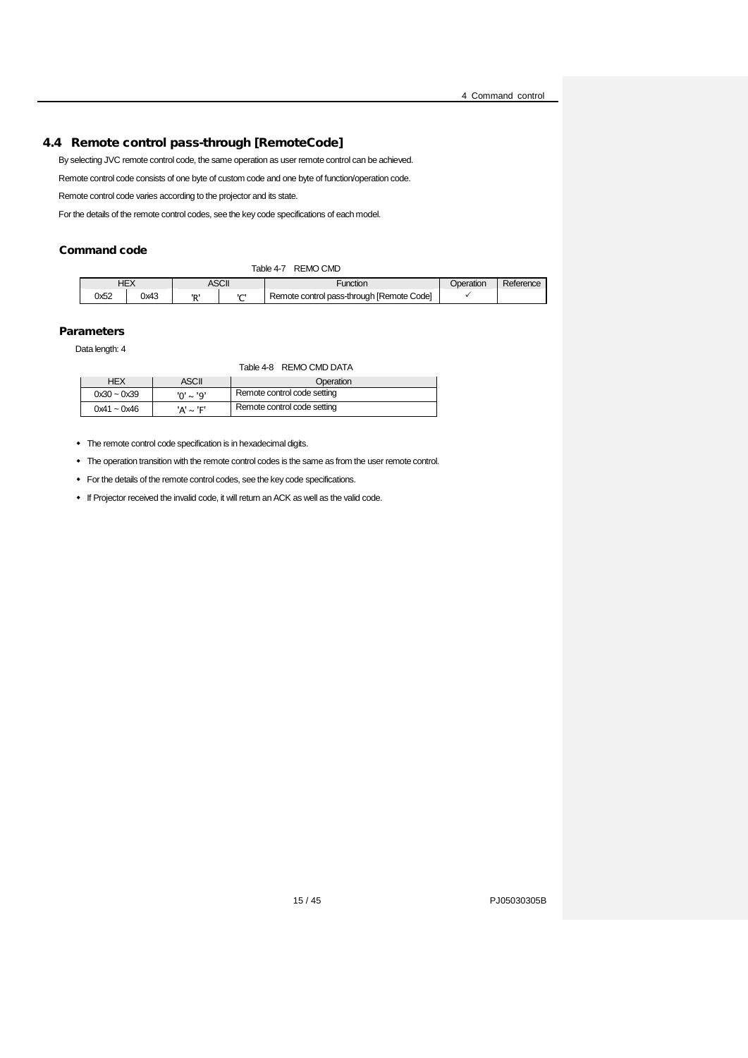## 4.4 Remote control pass-through [RemoteCode]

By selecting JVC remote control code, the same operation as user remote control can be achieved.

Remote control code consists of one byte of custom code and one byte of function/operation code.

Remote control code varies according to the projector and its state.

For the details of the remote control codes, see the key code specifications of each model.

### Command code

Table 4-7 REMO CMD

| HEX | | ASCII | | Function | Operation | Reference |
|---|---|---|---|---|---|---|
| 0x52 | 0x43 | 'R' | 'C' | Remote control pass-through [Remote Code] | ✓ | |

### Parameters

Data length: 4

Table 4-8 REMO CMD DATA

| HEX | ASCII | Operation |
|---|---|---|
| 0x30 ~ 0x39 | '0' ~ '9' | Remote control code setting |
| 0x41 ~ 0x46 | 'A' ~ 'F' | Remote control code setting |

- The remote control code specification is in hexadecimal digits.
- The operation transition with the remote control codes is the same as from the user remote control.
- For the details of the remote control codes, see the key code specifications.
- If Projector received the invalid code, it will return an ACK as well as the valid code.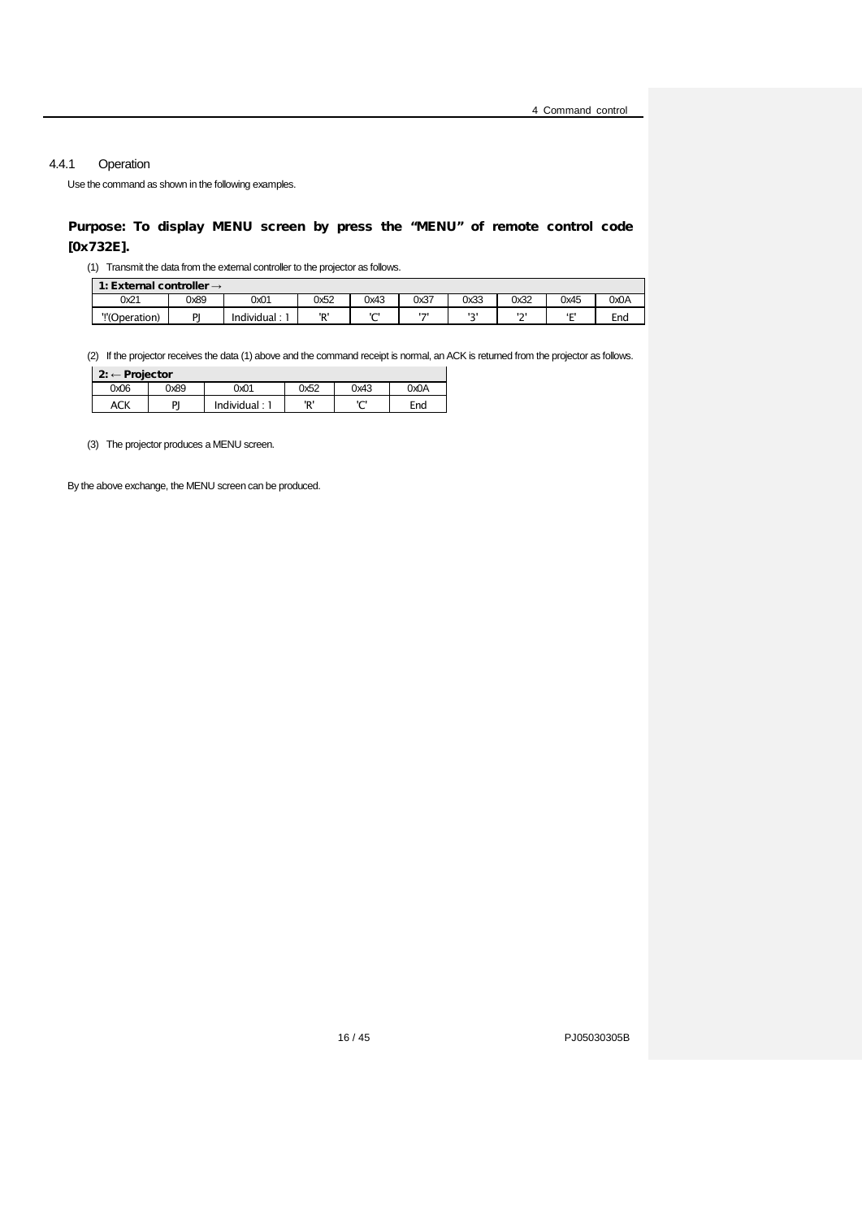### 4.4.1 Operation

Use the command as shown in the following examples.

**Purpose: To display MENU screen by press the "MENU" of remote control code [0x732E].**

(1) Transmit the data from the external controller to the projector as follows.

| 1: External controller → | | | | | | | | | |
|---|---|---|---|---|---|---|---|---|---|
| 0x21 | 0x89 | 0x01 | 0x52 | 0x43 | 0x37 | 0x33 | 0x32 | 0x45 | 0x0A |
| '!'(Operation) | PJ | Individual : 1 | 'R' | 'C' | '7' | '3' | '2' | 'E' | End |

(2) If the projector receives the data (1) above and the command receipt is normal, an ACK is returned from the projector as follows.

| 2: ← Projector | | | | | |
|---|---|---|---|---|---|
| 0x06 | 0x89 | 0x01 | 0x52 | 0x43 | 0x0A |
| ACK | PJ | Individual : 1 | 'R' | 'C' | End |

(3) The projector produces a MENU screen.

By the above exchange, the MENU screen can be produced.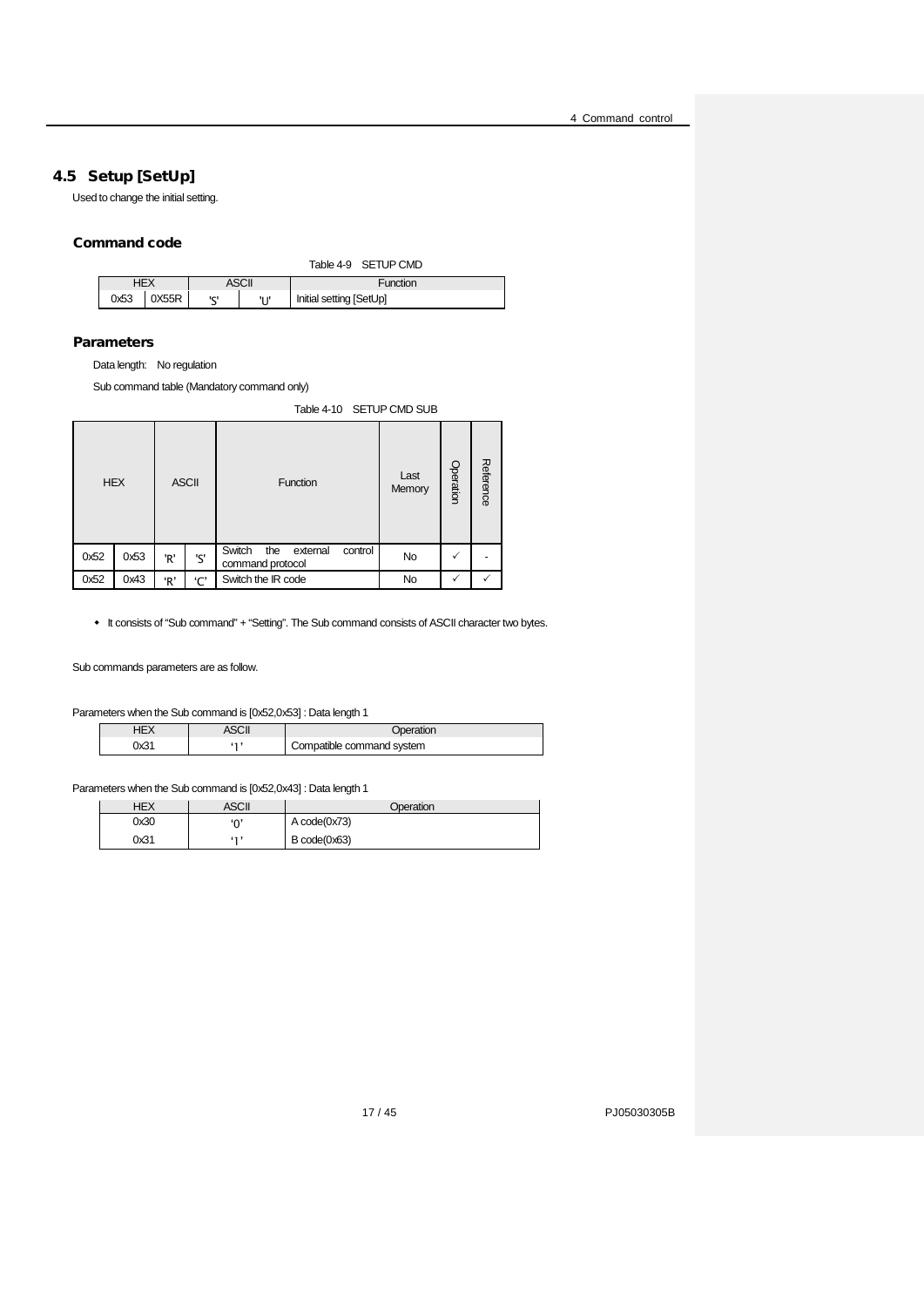## 4.5 Setup [SetUp]

Used to change the initial setting.

### Command code

Table 4-9 SETUP CMD

| HEX | | ASCII | | Function |
|---|---|---|---|---|
| 0x53 | 0X55R | 'S' | 'U' | Initial setting [SetUp] |

### Parameters

Data length: No regulation

Sub command table (Mandatory command only)

Table 4-10 SETUP CMD SUB

| HEX | | ASCII | | Function | Last Memory | Operation | Reference |
|---|---|---|---|---|---|---|---|
| 0x52 | 0x53 | 'R' | 'S' | Switch the external control command protocol | No | ✓ | - |
| 0x52 | 0x43 | 'R' | 'C' | Switch the IR code | No | ✓ | ✓ |

- It consists of "Sub command" + "Setting". The Sub command consists of ASCII character two bytes.

Sub commands parameters are as follow.

Parameters when the Sub command is [0x52,0x53] : Data length 1

| HEX | ASCII | Operation |
|---|---|---|
| 0x31 | '1' | Compatible command system |

Parameters when the Sub command is [0x52,0x43] : Data length 1

| HEX | ASCII | Operation |
|---|---|---|
| 0x30 | '0' | A code(0x73) |
| 0x31 | '1' | B code(0x63) |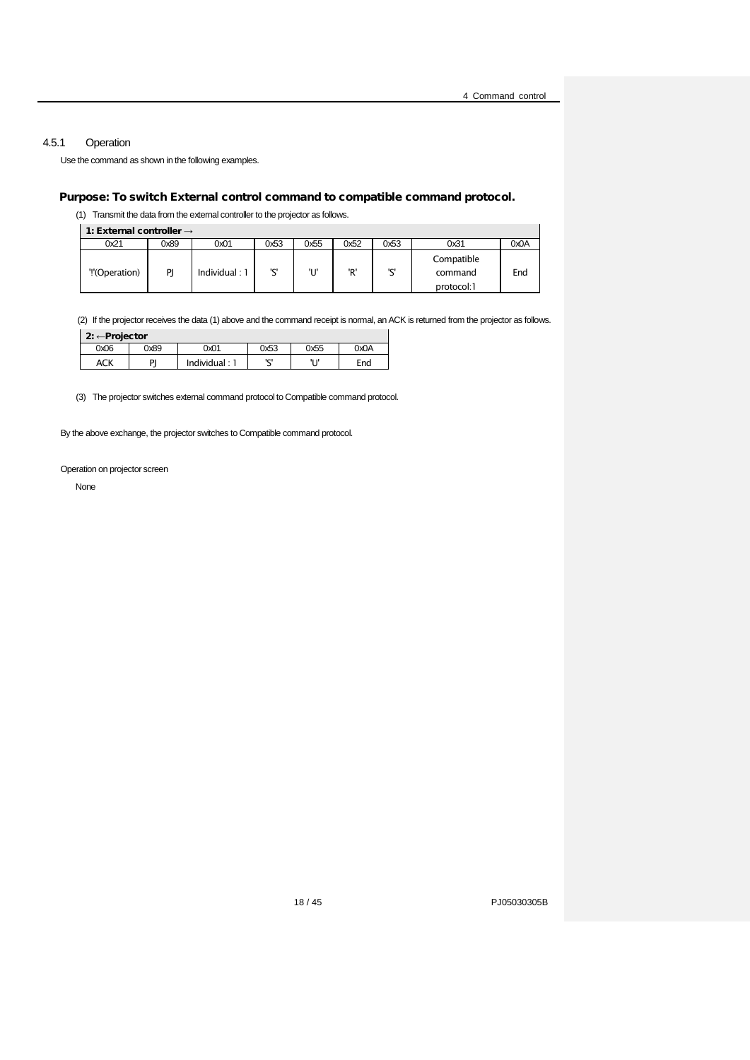### 4.5.1 Operation

Use the command as shown in the following examples.

**Purpose: To switch External control command to compatible command protocol.**

(1) Transmit the data from the external controller to the projector as follows.

| **1: External controller →** | | | | | | | | |
|---|---|---|---|---|---|---|---|---|
| 0x21 | 0x89 | 0x01 | 0x53 | 0x55 | 0x52 | 0x53 | 0x31 | 0x0A |
| '!'(Operation) | PJ | Individual : 1 | 'S' | 'U' | 'R' | 'S' | Compatible command protocol:1 | End |

(2) If the projector receives the data (1) above and the command receipt is normal, an ACK is returned from the projector as follows.

| **2: ←Projector** | | | | | |
|---|---|---|---|---|---|
| 0x06 | 0x89 | 0x01 | 0x53 | 0x55 | 0x0A |
| ACK | PJ | Individual : 1 | 'S' | 'U' | End |

(3) The projector switches external command protocol to Compatible command protocol.

By the above exchange, the projector switches to Compatible command protocol.

Operation on projector screen

None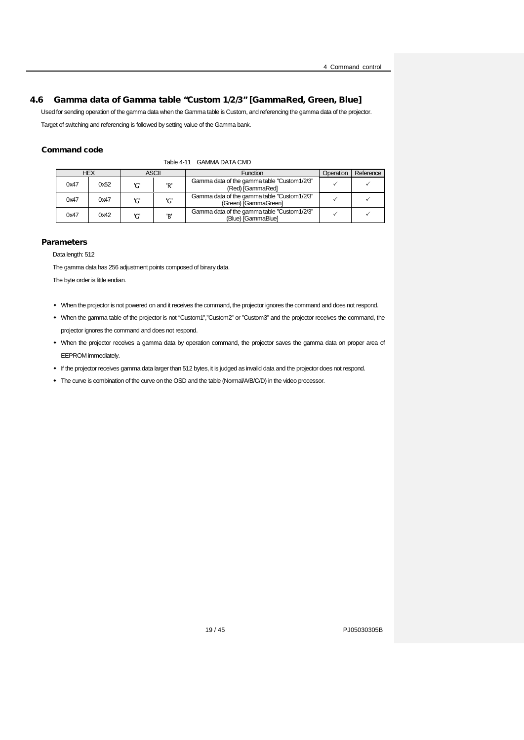## 4.6 Gamma data of Gamma table "Custom 1/2/3" [GammaRed, Green, Blue]

Used for sending operation of the gamma data when the Gamma table is Custom, and referencing the gamma data of the projector.

Target of switching and referencing is followed by setting value of the Gamma bank.

### Command code

Table 4-11 GAMMA DATA CMD

| HEX | | ASCII | | Function | Operation | Reference |
|---|---|---|---|---|---|---|
| 0x47 | 0x52 | 'G' | 'R' | Gamma data of the gamma table "Custom1/2/3" (Red) [GammaRed] | ✓ | ✓ |
| 0x47 | 0x47 | 'G' | 'G' | Gamma data of the gamma table "Custom1/2/3" (Green) [GammaGreen] | ✓ | ✓ |
| 0x47 | 0x42 | 'G' | 'B' | Gamma data of the gamma table "Custom1/2/3" (Blue) [GammaBlue] | ✓ | ✓ |

### Parameters

Data length: 512

The gamma data has 256 adjustment points composed of binary data.

The byte order is little endian.

- When the projector is not powered on and it receives the command, the projector ignores the command and does not respond.
- When the gamma table of the projector is not "Custom1","Custom2" or "Custom3" and the projector receives the command, the projector ignores the command and does not respond.
- When the projector receives a gamma data by operation command, the projector saves the gamma data on proper area of EEPROM immediately.
- If the projector receives gamma data larger than 512 bytes, it is judged as invalid data and the projector does not respond.
- The curve is combination of the curve on the OSD and the table (Normal/A/B/C/D) in the video processor.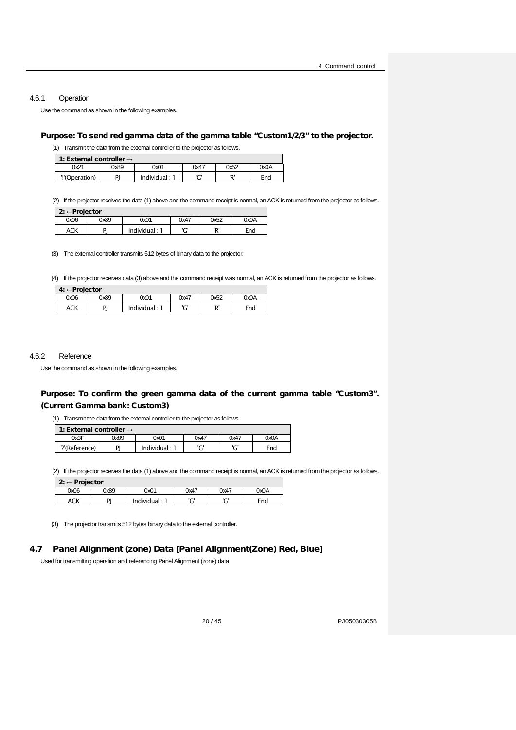### 4.6.1 Operation

Use the command as shown in the following examples.

**Purpose: To send red gamma data of the gamma table “Custom1/2/3” to the projector.**

(1) Transmit the data from the external controller to the projector as follows.

| 1: External controller → | | | | | |
|---|---|---|---|---|---|
| 0x21 | 0x89 | 0x01 | 0x47 | 0x52 | 0x0A |
| '!'(Operation) | PJ | Individual : 1 | 'G' | 'R' | End |

(2) If the projector receives the data (1) above and the command receipt is normal, an ACK is returned from the projector as follows.

| 2: ←Projector | | | | | |
|---|---|---|---|---|---|
| 0x06 | 0x89 | 0x01 | 0x47 | 0x52 | 0x0A |
| ACK | PJ | Individual : 1 | 'G' | 'R' | End |

(3) The external controller transmits 512 bytes of binary data to the projector.

(4) If the projector receives data (3) above and the command receipt was normal, an ACK is returned from the projector as follows.

| 4: ←Projector | | | | | |
|---|---|---|---|---|---|
| 0x06 | 0x89 | 0x01 | 0x47 | 0x52 | 0x0A |
| ACK | PJ | Individual : 1 | 'G' | 'R' | End |

### 4.6.2 Reference

Use the command as shown in the following examples.

**Purpose: To confirm the green gamma data of the current gamma table “Custom3”. (Current Gamma bank: Custom3)**

(1) Transmit the data from the external controller to the projector as follows.

| 1: External controller → | | | | | |
|---|---|---|---|---|---|
| 0x3F | 0x89 | 0x01 | 0x47 | 0x47 | 0x0A |
| '?'(Reference) | PJ | Individual : 1 | 'G' | 'G' | End |

(2) If the projector receives the data (1) above and the command receipt is normal, an ACK is returned from the projector as follows.

| 2: ← Projector | | | | | |
|---|---|---|---|---|---|
| 0x06 | 0x89 | 0x01 | 0x47 | 0x47 | 0x0A |
| ACK | PJ | Individual : 1 | 'G' | 'G' | End |

(3) The projector transmits 512 bytes binary data to the external controller.

## 4.7 Panel Alignment (zone) Data [Panel Alignment(Zone) Red, Blue]

Used for transmitting operation and referencing Panel Alignment (zone) data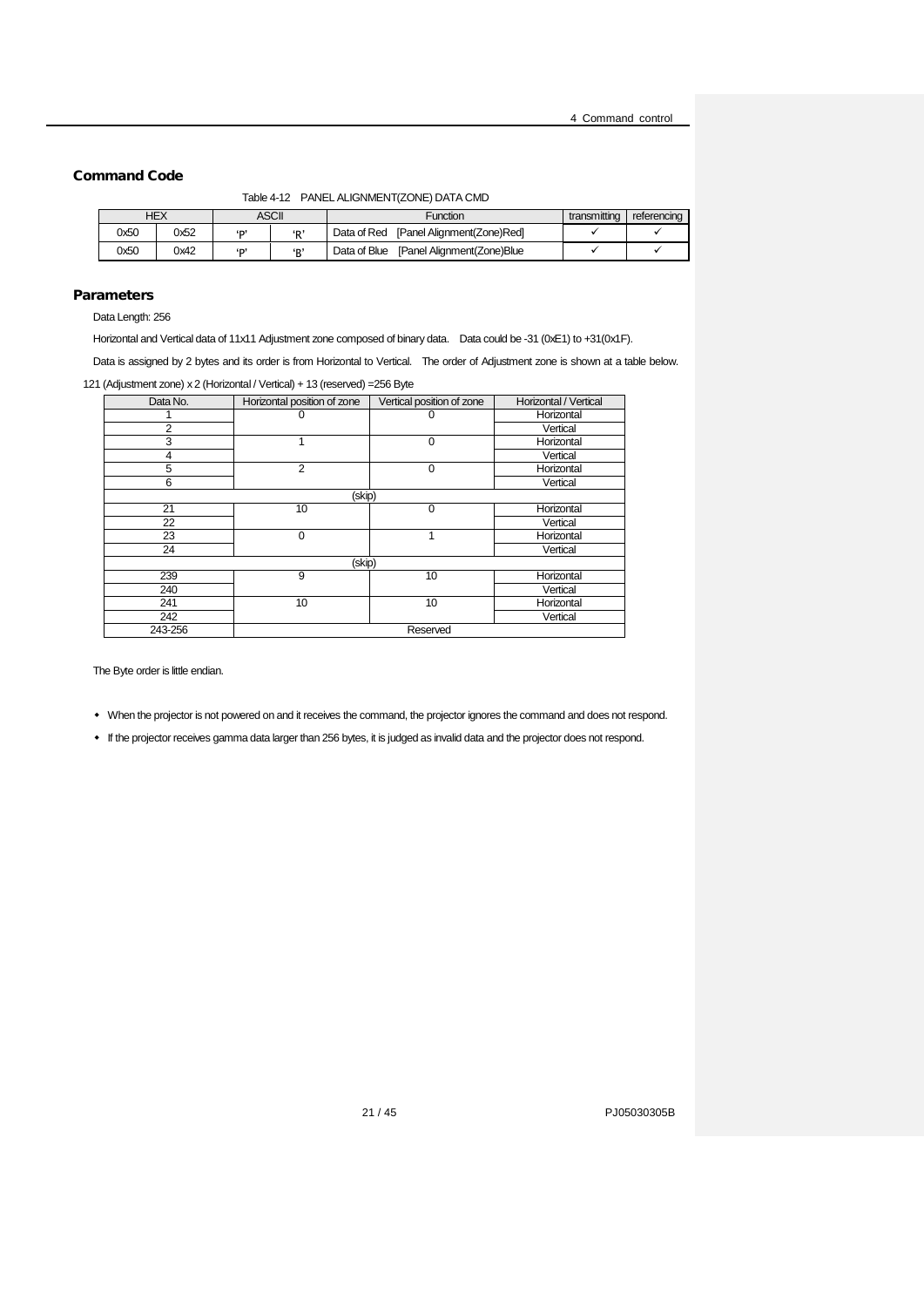## Command Code

Table 4-12 PANEL ALIGNMENT(ZONE) DATA CMD

| HEX | | ASCII | | Function | transmitting | referencing |
|---|---|---|---|---|---|---|
| 0x50 | 0x52 | 'P' | 'R' | Data of Red [Panel Alignment(Zone)Red] | ✓ | ✓ |
| 0x50 | 0x42 | 'P' | 'B' | Data of Blue [Panel Alignment(Zone)Blue | ✓ | ✓ |

## Parameters

Data Length: 256

Horizontal and Vertical data of 11x11 Adjustment zone composed of binary data. Data could be -31 (0xE1) to +31(0x1F).

Data is assigned by 2 bytes and its order is from Horizontal to Vertical. The order of Adjustment zone is shown at a table below.

121 (Adjustment zone) x 2 (Horizontal / Vertical) + 13 (reserved) =256 Byte

| Data No. | Horizontal position of zone | Vertical position of zone | Horizontal / Vertical |
|---|---|---|---|
| 1 | 0 | 0 | Horizontal |
| 2 | | | Vertical |
| 3 | 1 | 0 | Horizontal |
| 4 | | | Vertical |
| 5 | 2 | 0 | Horizontal |
| 6 | | | Vertical |
| (skip) | | | |
| 21 | 10 | 0 | Horizontal |
| 22 | | | Vertical |
| 23 | 0 | 1 | Horizontal |
| 24 | | | Vertical |
| (skip) | | | |
| 239 | 9 | 10 | Horizontal |
| 240 | | | Vertical |
| 241 | 10 | 10 | Horizontal |
| 242 | | | Vertical |
| 243-256 | Reserved | | |

The Byte order is little endian.

- When the projector is not powered on and it receives the command, the projector ignores the command and does not respond.
- If the projector receives gamma data larger than 256 bytes, it is judged as invalid data and the projector does not respond.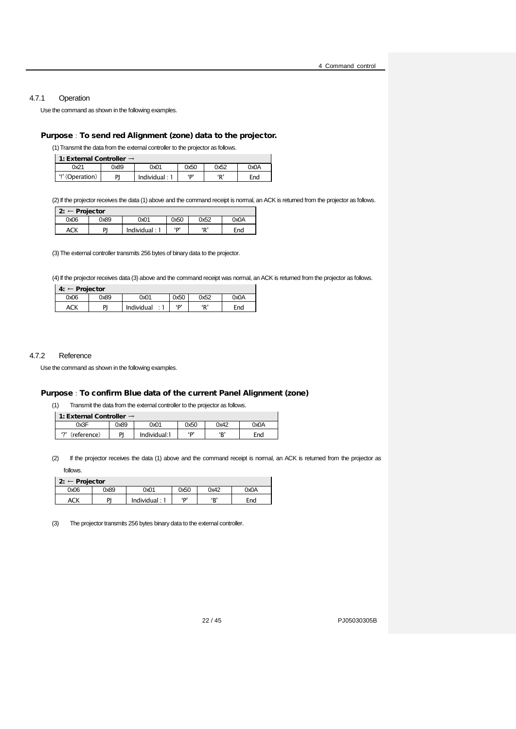### 4.7.1 Operation

Use the command as shown in the following examples.

**Purpose**：**To send red Alignment (zone) data to the projector.**

(1) Transmit the data from the external controller to the projector as follows.

| 1: External Controller → | | | | | |
|---|---|---|---|---|---|
| 0x21 | 0x89 | 0x01 | 0x50 | 0x52 | 0x0A |
| '!' (Operation) | PJ | Individual : 1 | 'P' | 'R' | End |

(2) If the projector receives the data (1) above and the command receipt is normal, an ACK is returned from the projector as follows.

| 2: ← Projector | | | | | |
|---|---|---|---|---|---|
| 0x06 | 0x89 | 0x01 | 0x50 | 0x52 | 0x0A |
| ACK | PJ | Individual : 1 | 'P' | 'R' | End |

(3) The external controller transmits 256 bytes of binary data to the projector.

(4) If the projector receives data (3) above and the command receipt was normal, an ACK is returned from the projector as follows.

| 4: ← Projector | | | | | |
|---|---|---|---|---|---|
| 0x06 | 0x89 | 0x01 | 0x50 | 0x52 | 0x0A |
| ACK | PJ | Individual : 1 | 'P' | 'R' | End |

### 4.7.2 Reference

Use the command as shown in the following examples.

**Purpose**：**To confirm Blue data of the current Panel Alignment (zone)**

(1) Transmit the data from the external controller to the projector as follows.

| 1: External Controller → | | | | | |
|---|---|---|---|---|---|
| 0x3F | 0x89 | 0x01 | 0x50 | 0x42 | 0x0A |
| '?' (reference) | PJ | Individual:1 | 'P' | 'B' | End |

(2) If the projector receives the data (1) above and the command receipt is normal, an ACK is returned from the projector as follows.

| 2: ← Projector | | | | | |
|---|---|---|---|---|---|
| 0x06 | 0x89 | 0x01 | 0x50 | 0x42 | 0x0A |
| ACK | PJ | Individual : 1 | 'P' | 'B' | End |

(3) The projector transmits 256 bytes binary data to the external controller.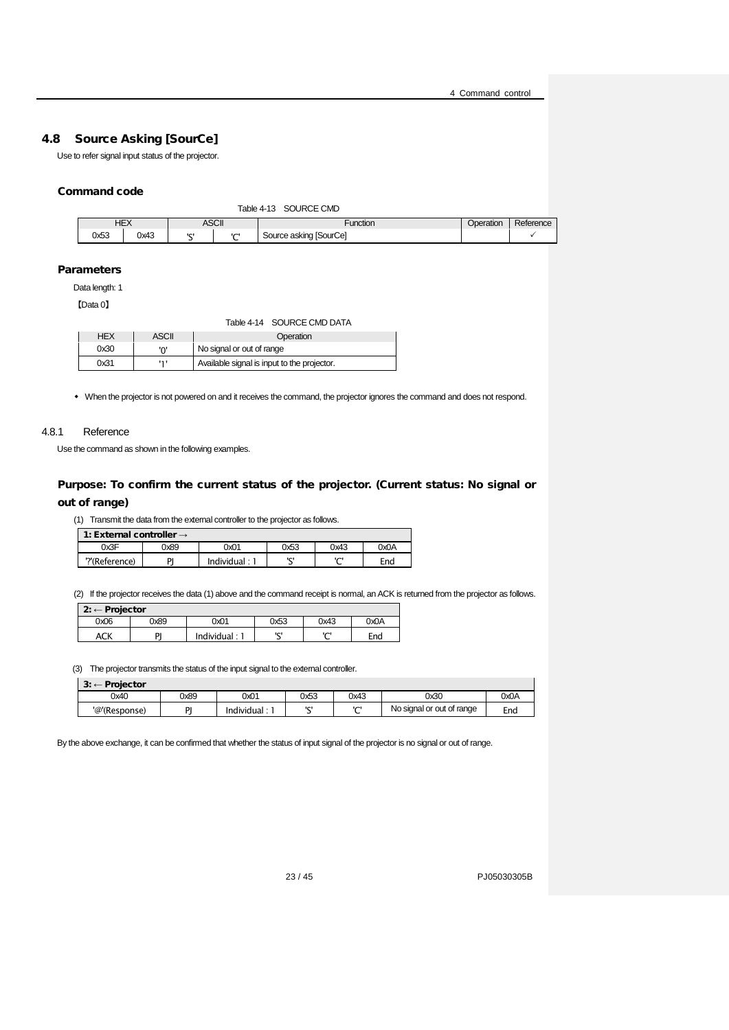## 4.8 Source Asking [SourCe]

Use to refer signal input status of the projector.

### Command code

Table 4-13 SOURCE CMD

| HEX | | ASCII | | Function | Operation | Reference |
|---|---|---|---|---|---|---|
| 0x53 | 0x43 | 'S' | 'C' | Source asking [SourCe] | | ✓ |

### Parameters

Data length: 1

【Data 0】

Table 4-14 SOURCE CMD DATA

| HEX | ASCII | Operation |
|---|---|---|
| 0x30 | '0' | No signal or out of range |
| 0x31 | '1' | Available signal is input to the projector. |

- When the projector is not powered on and it receives the command, the projector ignores the command and does not respond.

### 4.8.1 Reference

Use the command as shown in the following examples.

#### Purpose: To confirm the current status of the projector. (Current status: No signal or out of range)

(1) Transmit the data from the external controller to the projector as follows.

| 1: External controller → | | | | | |
|---|---|---|---|---|---|
| 0x3F | 0x89 | 0x01 | 0x53 | 0x43 | 0x0A |
| '?'(Reference) | PJ | Individual : 1 | 'S' | 'C' | End |

(2) If the projector receives the data (1) above and the command receipt is normal, an ACK is returned from the projector as follows.

| 2: ← Projector | | | | | |
|---|---|---|---|---|---|
| 0x06 | 0x89 | 0x01 | 0x53 | 0x43 | 0x0A |
| ACK | PJ | Individual : 1 | 'S' | 'C' | End |

(3) The projector transmits the status of the input signal to the external controller.

| 3: ← Projector | | | | | | |
|---|---|---|---|---|---|---|
| 0x40 | 0x89 | 0x01 | 0x53 | 0x43 | 0x30 | 0x0A |
| '@'(Response) | PJ | Individual : 1 | 'S' | 'C' | No signal or out of range | End |

By the above exchange, it can be confirmed that whether the status of input signal of the projector is no signal or out of range.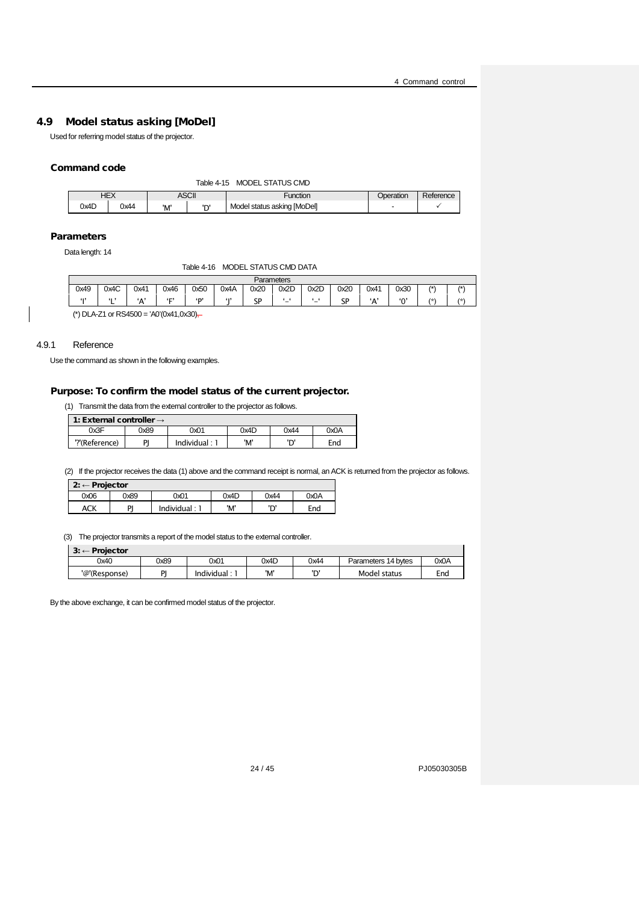## 4.9 Model status asking [MoDel]

Used for referring model status of the projector.

### Command code

Table 4-15 MODEL STATUS CMD

| HEX | | ASCII | | Function | Operation | Reference |
|---|---|---|---|---|---|---|
| 0x4D | 0x44 | 'M' | 'D' | Model status asking [MoDel] | - | ✓ |

### Parameters

Data length: 14

Table 4-16 MODEL STATUS CMD DATA

| Parameters | | | | | | | | | | | | | |
|---|---|---|---|---|---|---|---|---|---|---|---|---|---|
| 0x49 | 0x4C | 0x41 | 0x46 | 0x50 | 0x4A | 0x20 | 0x2D | 0x2D | 0x20 | 0x41 | 0x30 | (*) | (*) |
| 'I' | 'L' | 'A' | 'F' | 'P' | 'J' | SP | '–' | '–' | SP | 'A' | '0' | (*) | (*) |

(*) DLA-Z1 or RS4500 = 'A0'(0x41,0x30).

### 4.9.1 Reference

Use the command as shown in the following examples.

### Purpose: To confirm the model status of the current projector.

(1) Transmit the data from the external controller to the projector as follows.

| 1: External controller → | | | | | |
|---|---|---|---|---|---|
| 0x3F | 0x89 | 0x01 | 0x4D | 0x44 | 0x0A |
| '?'(Reference) | PJ | Individual : 1 | 'M' | 'D' | End |

(2) If the projector receives the data (1) above and the command receipt is normal, an ACK is returned from the projector as follows.

| 2: ← Projector | | | | | |
|---|---|---|---|---|---|
| 0x06 | 0x89 | 0x01 | 0x4D | 0x44 | 0x0A |
| ACK | PJ | Individual : 1 | 'M' | 'D' | End |

(3) The projector transmits a report of the model status to the external controller.

| 3: ← Projector | | | | | | |
|---|---|---|---|---|---|---|
| 0x40 | 0x89 | 0x01 | 0x4D | 0x44 | Parameters 14 bytes | 0x0A |
| '@'(Response) | PJ | Individual : 1 | 'M' | 'D' | Model status | End |

By the above exchange, it can be confirmed model status of the projector.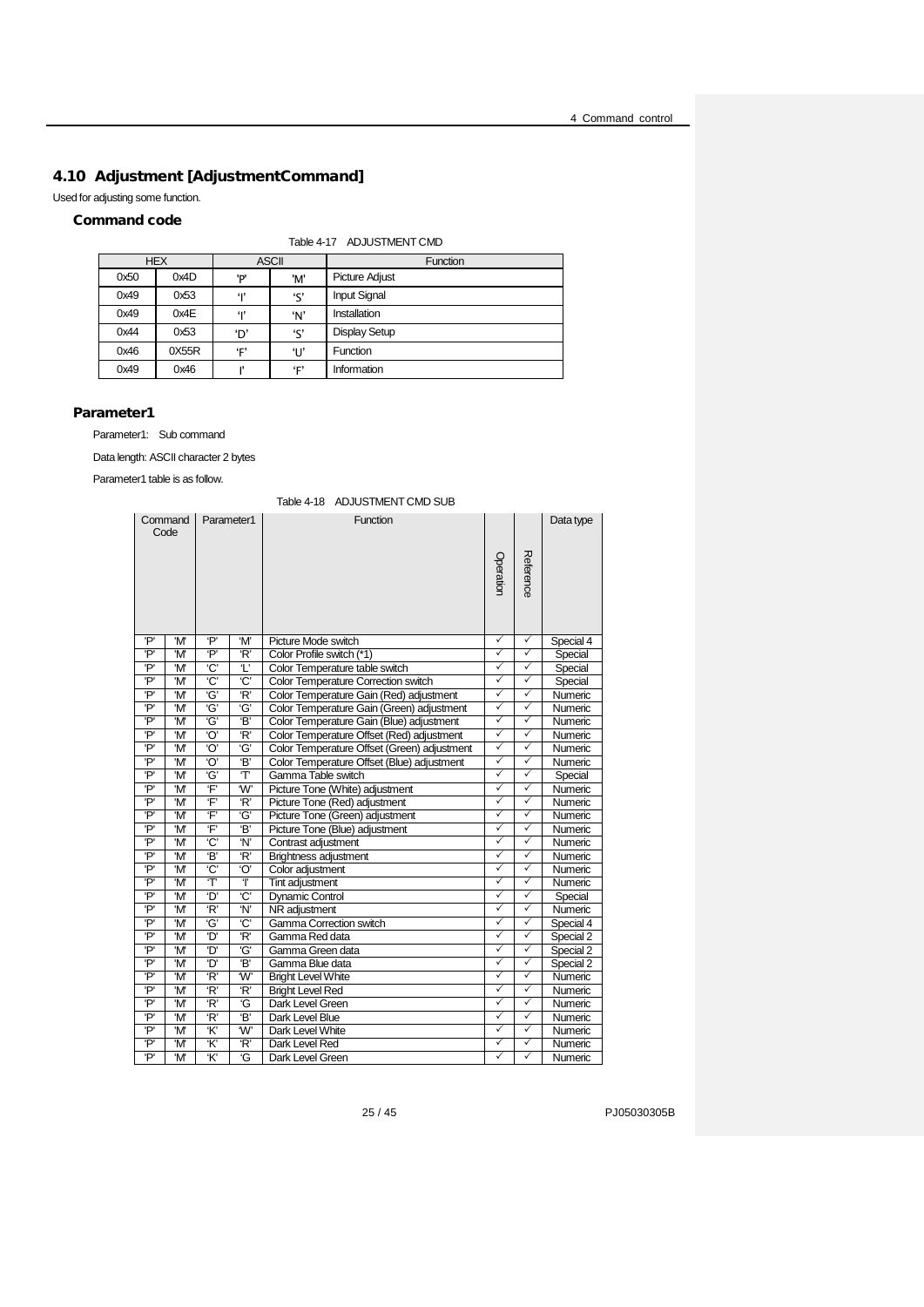## 4.10 Adjustment [AdjustmentCommand]

Used for adjusting some function.

### Command code

Table 4-17 ADJUSTMENT CMD

| HEX | | ASCII | | Function |
|---|---|---|---|---|
| 0x50 | 0x4D | 'P' | 'M' | Picture Adjust |
| 0x49 | 0x53 | 'I' | 'S' | Input Signal |
| 0x49 | 0x4E | 'I' | 'N' | Installation |
| 0x44 | 0x53 | 'D' | 'S' | Display Setup |
| 0x46 | 0X55R | 'F' | 'U' | Function |
| 0x49 | 0x46 | I' | 'F' | Information |

### Parameter1

Parameter1: Sub command

Data length: ASCII character 2 bytes

Parameter1 table is as follow.

Table 4-18 ADJUSTMENT CMD SUB

| Command Code | | Parameter1 | | Function | Operation | Reference | Data type |
|---|---|---|---|---|---|---|---|
| 'P' | 'M' | 'P' | 'M' | Picture Mode switch | ✓ | ✓ | Special 4 |
| 'P' | 'M' | 'P' | 'R' | Color Profile switch (*1) | ✓ | ✓ | Special |
| 'P' | 'M' | 'C' | 'L' | Color Temperature table switch | ✓ | ✓ | Special |
| 'P' | 'M' | 'C' | 'C' | Color Temperature Correction switch | ✓ | ✓ | Special |
| 'P' | 'M' | 'G' | 'R' | Color Temperature Gain (Red) adjustment | ✓ | ✓ | Numeric |
| 'P' | 'M' | 'G' | 'G' | Color Temperature Gain (Green) adjustment | ✓ | ✓ | Numeric |
| 'P' | 'M' | 'G' | 'B' | Color Temperature Gain (Blue) adjustment | ✓ | ✓ | Numeric |
| 'P' | 'M' | 'O' | 'R' | Color Temperature Offset (Red) adjustment | ✓ | ✓ | Numeric |
| 'P' | 'M' | 'O' | 'G' | Color Temperature Offset (Green) adjustment | ✓ | ✓ | Numeric |
| 'P' | 'M' | 'O' | 'B' | Color Temperature Offset (Blue) adjustment | ✓ | ✓ | Numeric |
| 'P' | 'M' | 'G' | 'T' | Gamma Table switch | ✓ | ✓ | Special |
| 'P' | 'M' | 'F' | 'W' | Picture Tone (White) adjustment | ✓ | ✓ | Numeric |
| 'P' | 'M' | 'F' | 'R' | Picture Tone (Red) adjustment | ✓ | ✓ | Numeric |
| 'P' | 'M' | 'F' | 'G' | Picture Tone (Green) adjustment | ✓ | ✓ | Numeric |
| 'P' | 'M' | 'F' | 'B' | Picture Tone (Blue) adjustment | ✓ | ✓ | Numeric |
| 'P' | 'M' | 'C' | 'N' | Contrast adjustment | ✓ | ✓ | Numeric |
| 'P' | 'M' | 'B' | 'R' | Brightness adjustment | ✓ | ✓ | Numeric |
| 'P' | 'M' | 'C' | 'O' | Color adjustment | ✓ | ✓ | Numeric |
| 'P' | 'M' | 'T' | 'I' | Tint adjustment | ✓ | ✓ | Numeric |
| 'P' | 'M' | 'D' | 'C' | Dynamic Control | ✓ | ✓ | Special |
| 'P' | 'M' | 'R' | 'N' | NR adjustment | ✓ | ✓ | Numeric |
| 'P' | 'M' | 'G' | 'C' | Gamma Correction switch | ✓ | ✓ | Special 4 |
| 'P' | 'M' | 'D' | 'R' | Gamma Red data | ✓ | ✓ | Special 2 |
| 'P' | 'M' | 'D' | 'G' | Gamma Green data | ✓ | ✓ | Special 2 |
| 'P' | 'M' | 'D' | 'B' | Gamma Blue data | ✓ | ✓ | Special 2 |
| 'P' | 'M' | 'R' | 'W' | Bright Level White | ✓ | ✓ | Numeric |
| 'P' | 'M' | 'R' | 'R' | Bright Level Red | ✓ | ✓ | Numeric |
| 'P' | 'M' | 'R' | 'G | Dark Level Green | ✓ | ✓ | Numeric |
| 'P' | 'M' | 'R' | 'B' | Dark Level Blue | ✓ | ✓ | Numeric |
| 'P' | 'M' | 'K' | 'W' | Dark Level White | ✓ | ✓ | Numeric |
| 'P' | 'M' | 'K' | 'R' | Dark Level Red | ✓ | ✓ | Numeric |
| 'P' | 'M' | 'K' | 'G | Dark Level Green | ✓ | ✓ | Numeric |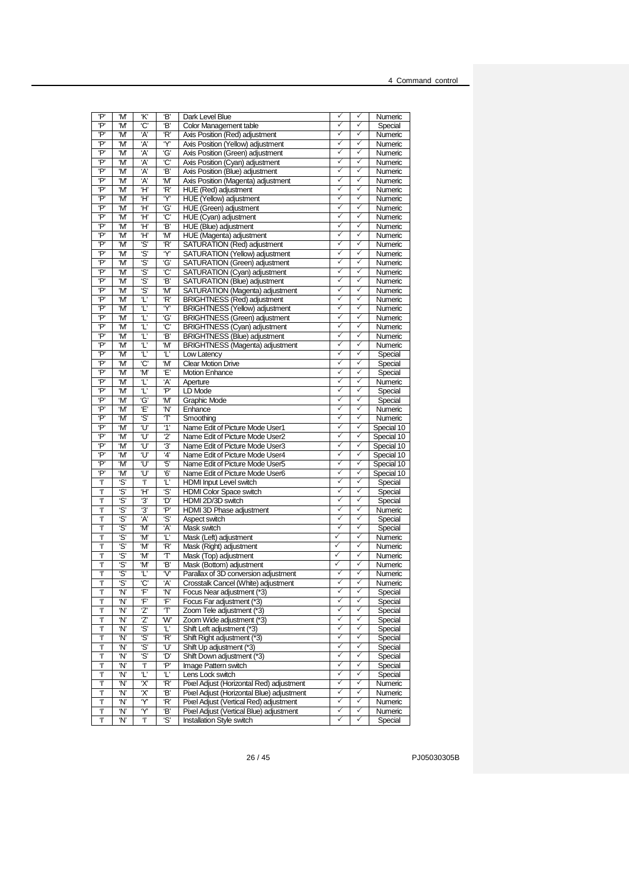| 'P' | 'M' | 'K' | 'B' | Dark Level Blue | ✓ | ✓ | Numeric |
|---|---|---|---|---|---|---|---|
| 'P' | 'M' | 'C' | 'B' | Color Management table | ✓ | ✓ | Special |
| 'P' | 'M' | 'A' | 'R' | Axis Position (Red) adjustment | ✓ | ✓ | Numeric |
| 'P' | 'M' | 'A' | 'Y' | Axis Position (Yellow) adjustment | ✓ | ✓ | Numeric |
| 'P' | 'M' | 'A' | 'G' | Axis Position (Green) adjustment | ✓ | ✓ | Numeric |
| 'P' | 'M' | 'A' | 'C' | Axis Position (Cyan) adjustment | ✓ | ✓ | Numeric |
| 'P' | 'M' | 'A' | 'B' | Axis Position (Blue) adjustment | ✓ | ✓ | Numeric |
| 'P' | 'M' | 'A' | 'M' | Axis Position (Magenta) adjustment | ✓ | ✓ | Numeric |
| 'P' | 'M' | 'H' | 'R' | HUE (Red) adjustment | ✓ | ✓ | Numeric |
| 'P' | 'M' | 'H' | 'Y' | HUE (Yellow) adjustment | ✓ | ✓ | Numeric |
| 'P' | 'M' | 'H' | 'G' | HUE (Green) adjustment | ✓ | ✓ | Numeric |
| 'P' | 'M' | 'H' | 'C' | HUE (Cyan) adjustment | ✓ | ✓ | Numeric |
| 'P' | 'M' | 'H' | 'B' | HUE (Blue) adjustment | ✓ | ✓ | Numeric |
| 'P' | 'M' | 'H' | 'M' | HUE (Magenta) adjustment | ✓ | ✓ | Numeric |
| 'P' | 'M' | 'S' | 'R' | SATURATION (Red) adjustment | ✓ | ✓ | Numeric |
| 'P' | 'M' | 'S' | 'Y' | SATURATION (Yellow) adjustment | ✓ | ✓ | Numeric |
| 'P' | 'M' | 'S' | 'G' | SATURATION (Green) adjustment | ✓ | ✓ | Numeric |
| 'P' | 'M' | 'S' | 'C' | SATURATION (Cyan) adjustment | ✓ | ✓ | Numeric |
| 'P' | 'M' | 'S' | 'B' | SATURATION (Blue) adjustment | ✓ | ✓ | Numeric |
| 'P' | 'M' | 'S' | 'M' | SATURATION (Magenta) adjustment | ✓ | ✓ | Numeric |
| 'P' | 'M' | 'L' | 'R' | BRIGHTNESS (Red) adjustment | ✓ | ✓ | Numeric |
| 'P' | 'M' | 'L' | 'Y' | BRIGHTNESS (Yellow) adjustment | ✓ | ✓ | Numeric |
| 'P' | 'M' | 'L' | 'G' | BRIGHTNESS (Green) adjustment | ✓ | ✓ | Numeric |
| 'P' | 'M' | 'L' | 'C' | BRIGHTNESS (Cyan) adjustment | ✓ | ✓ | Numeric |
| 'P' | 'M' | 'L' | 'B' | BRIGHTNESS (Blue) adjustment | ✓ | ✓ | Numeric |
| 'P' | 'M' | 'L' | 'M' | BRIGHTNESS (Magenta) adjustment | ✓ | ✓ | Numeric |
| 'P' | 'M' | 'L' | 'L' | Low Latency | ✓ | ✓ | Special |
| 'P' | 'M' | 'C' | 'M' | Clear Motion Drive | ✓ | ✓ | Special |
| 'P' | 'M' | 'M' | 'E' | Motion Enhance | ✓ | ✓ | Special |
| 'P' | 'M' | 'L' | 'A' | Aperture | ✓ | ✓ | Numeric |
| 'P' | 'M' | 'L' | 'P' | LD Mode | ✓ | ✓ | Special |
| 'P' | 'M' | 'G' | 'M' | Graphic Mode | ✓ | ✓ | Special |
| 'P' | 'M' | 'E' | 'N' | Enhance | ✓ | ✓ | Numeric |
| 'P' | 'M' | 'S' | 'T' | Smoothing | ✓ | ✓ | Numeric |
| 'P' | 'M' | 'U' | '1' | Name Edit of Picture Mode User1 | ✓ | ✓ | Special 10 |
| 'P' | 'M' | 'U' | '2' | Name Edit of Picture Mode User2 | ✓ | ✓ | Special 10 |
| 'P' | 'M' | 'U' | '3' | Name Edit of Picture Mode User3 | ✓ | ✓ | Special 10 |
| 'P' | 'M' | 'U' | '4' | Name Edit of Picture Mode User4 | ✓ | ✓ | Special 10 |
| 'P' | 'M' | 'U' | '5' | Name Edit of Picture Mode User5 | ✓ | ✓ | Special 10 |
| 'P' | 'M' | 'U' | '6' | Name Edit of Picture Mode User6 | ✓ | ✓ | Special 10 |
| 'I' | 'S' | 'I' | 'L' | HDMI Input Level switch | ✓ | ✓ | Special |
| 'I' | 'S' | 'H' | 'S' | HDMI Color Space switch | ✓ | ✓ | Special |
| 'I' | 'S' | '3' | 'D' | HDMI 2D/3D switch | ✓ | ✓ | Special |
| 'I' | 'S' | '3' | 'P' | HDMI 3D Phase adjustment | ✓ | ✓ | Numeric |
| 'I' | 'S' | 'A' | 'S' | Aspect switch | ✓ | ✓ | Special |
| 'I' | 'S' | 'M' | 'A' | Mask switch | ✓ | ✓ | Special |
| 'I' | 'S' | 'M' | 'L' | Mask (Left) adjustment | ✓ | ✓ | Numeric |
| 'I' | 'S' | 'M' | 'R' | Mask (Right) adjustment | ✓ | ✓ | Numeric |
| 'I' | 'S' | 'M' | 'T' | Mask (Top) adjustment | ✓ | ✓ | Numeric |
| 'I' | 'S' | 'M' | 'B' | Mask (Bottom) adjustment | ✓ | ✓ | Numeric |
| 'I' | 'S' | 'L' | 'V' | Parallax of 3D conversion adjustment | ✓ | ✓ | Numeric |
| 'I' | 'S' | 'C' | 'A' | Crosstalk Cancel (White) adjustment | ✓ | ✓ | Numeric |
| 'I' | 'N' | 'F' | 'N' | Focus Near adjustment (*3) | ✓ | ✓ | Special |
| 'I' | 'N' | 'F' | 'F' | Focus Far adjustment (*3) | ✓ | ✓ | Special |
| 'I' | 'N' | 'Z' | 'T' | Zoom Tele adjustment (*3) | ✓ | ✓ | Special |
| 'I' | 'N' | 'Z' | 'W' | Zoom Wide adjustment (*3) | ✓ | ✓ | Special |
| 'I' | 'N' | 'S' | 'L' | Shift Left adjustment (*3) | ✓ | ✓ | Special |
| 'I' | 'N' | 'S' | 'R' | Shift Right adjustment (*3) | ✓ | ✓ | Special |
| 'I' | 'N' | 'S' | 'U' | Shift Up adjustment (*3) | ✓ | ✓ | Special |
| 'I' | 'N' | 'S' | 'D' | Shift Down adjustment (*3) | ✓ | ✓ | Special |
| 'I' | 'N' | 'I' | 'P' | Image Pattern switch | ✓ | ✓ | Special |
| 'I' | 'N' | 'L' | 'L' | Lens Lock switch | ✓ | ✓ | Special |
| 'I' | 'N' | 'X' | 'R' | Pixel Adjust (Horizontal Red) adjustment | ✓ | ✓ | Numeric |
| 'I' | 'N' | 'X' | 'B' | Pixel Adjust (Horizontal Blue) adjustment | ✓ | ✓ | Numeric |
| 'I' | 'N' | 'Y' | 'R' | Pixel Adjust (Vertical Red) adjustment | ✓ | ✓ | Numeric |
| 'I' | 'N' | 'Y' | 'B' | Pixel Adjust (Vertical Blue) adjustment | ✓ | ✓ | Numeric |
| 'I' | 'N' | 'I' | 'S' | Installation Style switch | ✓ | ✓ | Special |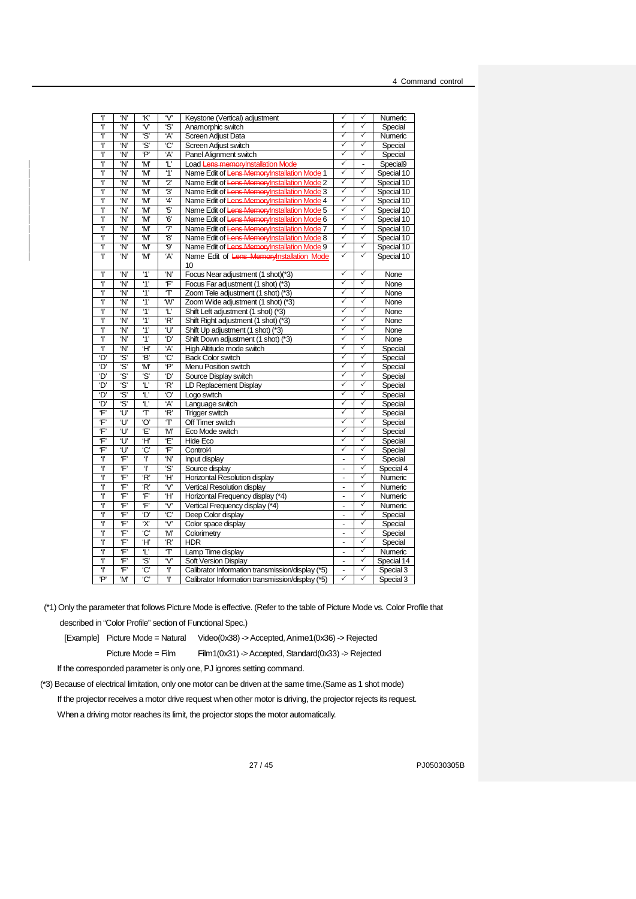| | | | | | | | |
|---|---|---|---|---|---|---|---|
| 'I' | 'N' | 'K' | 'V' | Keystone (Vertical) adjustment | ✓ | ✓ | Numeric |
| 'I' | 'N' | 'V' | 'S' | Anamorphic switch | ✓ | ✓ | Special |
| 'I' | 'N' | 'S' | 'A' | Screen Adjust Data | ✓ | ✓ | Numeric |
| 'I' | 'N' | 'S' | 'C' | Screen Adjust switch | ✓ | ✓ | Special |
| 'I' | 'N' | 'P' | 'A' | Panel Alignment switch | ✓ | ✓ | Special |
| 'I' | 'N' | 'M' | 'L' | Load ~~Lens memory~~Installation Mode | ✓ | - | Special9 |
| 'I' | 'N' | 'M' | '1' | Name Edit of ~~Lens Memory~~Installation Mode 1 | ✓ | ✓ | Special 10 |
| 'I' | 'N' | 'M' | '2' | Name Edit of ~~Lens Memory~~Installation Mode 2 | ✓ | ✓ | Special 10 |
| 'I' | 'N' | 'M' | '3' | Name Edit of ~~Lens Memory~~Installation Mode 3 | ✓ | ✓ | Special 10 |
| 'I' | 'N' | 'M' | '4' | Name Edit of ~~Lens Memory~~Installation Mode 4 | ✓ | ✓ | Special 10 |
| 'I' | 'N' | 'M' | '5' | Name Edit of ~~Lens Memory~~Installation Mode 5 | ✓ | ✓ | Special 10 |
| 'I' | 'N' | 'M' | '6' | Name Edit of ~~Lens Memory~~Installation Mode 6 | ✓ | ✓ | Special 10 |
| 'I' | 'N' | 'M' | '7' | Name Edit of ~~Lens Memory~~Installation Mode 7 | ✓ | ✓ | Special 10 |
| 'I' | 'N' | 'M' | '8' | Name Edit of ~~Lens Memory~~Installation Mode 8 | ✓ | ✓ | Special 10 |
| 'I' | 'N' | 'M' | '9' | Name Edit of ~~Lens Memory~~Installation Mode 9 | ✓ | ✓ | Special 10 |
| 'I' | 'N' | 'M' | 'A' | Name Edit of ~~Lens Memory~~Installation Mode 10 | ✓ | ✓ | Special 10 |
| 'I' | 'N' | '1' | 'N' | Focus Near adjustment (1 shot)(*3) | ✓ | ✓ | None |
| 'I' | 'N' | '1' | 'F' | Focus Far adjustment (1 shot) (*3) | ✓ | ✓ | None |
| 'I' | 'N' | '1' | 'T' | Zoom Tele adjustment (1 shot) (*3) | ✓ | ✓ | None |
| 'I' | 'N' | '1' | 'W' | Zoom Wide adjustment (1 shot) (*3) | ✓ | ✓ | None |
| 'I' | 'N' | '1' | 'L' | Shift Left adjustment (1 shot) (*3) | ✓ | ✓ | None |
| 'I' | 'N' | '1' | 'R' | Shift Right adjustment (1 shot) (*3) | ✓ | ✓ | None |
| 'I' | 'N' | '1' | 'U' | Shift Up adjustment (1 shot) (*3) | ✓ | ✓ | None |
| 'I' | 'N' | '1' | 'D' | Shift Down adjustment (1 shot) (*3) | ✓ | ✓ | None |
| 'I' | 'N' | 'H' | 'A' | High Altitude mode switch | ✓ | ✓ | Special |
| 'D' | 'S' | 'B' | 'C' | Back Color switch | ✓ | ✓ | Special |
| 'D' | 'S' | 'M' | 'P' | Menu Position switch | ✓ | ✓ | Special |
| 'D' | 'S' | 'S' | 'D' | Source Display switch | ✓ | ✓ | Special |
| 'D' | 'S' | 'L' | 'R' | LD Replacement Display | ✓ | ✓ | Special |
| 'D' | 'S' | 'L' | 'O' | Logo switch | ✓ | ✓ | Special |
| 'D' | 'S' | 'L' | 'A' | Language switch | ✓ | ✓ | Special |
| 'F' | 'U' | 'T' | 'R' | Trigger switch | ✓ | ✓ | Special |
| 'F' | 'U' | 'O' | 'T' | Off Timer switch | ✓ | ✓ | Special |
| 'F' | 'U' | 'E' | 'M' | Eco Mode switch | ✓ | ✓ | Special |
| 'F' | 'U' | 'H' | 'E' | Hide Eco | ✓ | ✓ | Special |
| 'F' | 'U' | 'C' | 'F' | Control4 | ✓ | ✓ | Special |
| 'I' | 'F' | 'I' | 'N' | Input display | - | ✓ | Special |
| 'I' | 'F' | 'I' | 'S' | Source display | - | ✓ | Special 4 |
| 'I' | 'F' | 'R' | 'H' | Horizontal Resolution display | - | ✓ | Numeric |
| 'I' | 'F' | 'R' | 'V' | Vertical Resolution display | - | ✓ | Numeric |
| 'I' | 'F' | 'F' | 'H' | Horizontal Frequency display (*4) | - | ✓ | Numeric |
| 'I' | 'F' | 'F' | 'V' | Vertical Frequency display (*4) | - | ✓ | Numeric |
| 'I' | 'F' | 'D' | 'C' | Deep Color display | - | ✓ | Special |
| 'I' | 'F' | 'X' | 'V' | Color space display | - | ✓ | Special |
| 'I' | 'F' | 'C' | 'M' | Colorimetry | - | ✓ | Special |
| 'I' | 'F' | 'H' | 'R' | HDR | - | ✓ | Special |
| 'I' | 'F' | 'L' | 'T' | Lamp Time display | - | ✓ | Numeric |
| 'I' | 'F' | 'S' | 'V' | Soft Version Display | - | ✓ | Special 14 |
| 'I' | 'F' | 'C' | 'I' | Calibrator Information transmission/display (*5) | - | ✓ | Special 3 |
| 'P' | 'M' | 'C' | 'I' | Calibrator Information transmission/display (*5) | ✓ | ✓ | Special 3 |

(*1) Only the parameter that follows Picture Mode is effective. (Refer to the table of Picture Mode vs. Color Profile that described in "Color Profile" section of Functional Spec.)

[Example] Picture Mode = Natural Video(0x38) -> Accepted, Anime1(0x36) -> Rejected

Picture Mode = Film Film1(0x31) -> Accepted, Standard(0x33) -> Rejected

If the corresponded parameter is only one, PJ ignores setting command.

(*3) Because of electrical limitation, only one motor can be driven at the same time.(Same as 1 shot mode)

If the projector receives a motor drive request when other motor is driving, the projector rejects its request.

When a driving motor reaches its limit, the projector stops the motor automatically.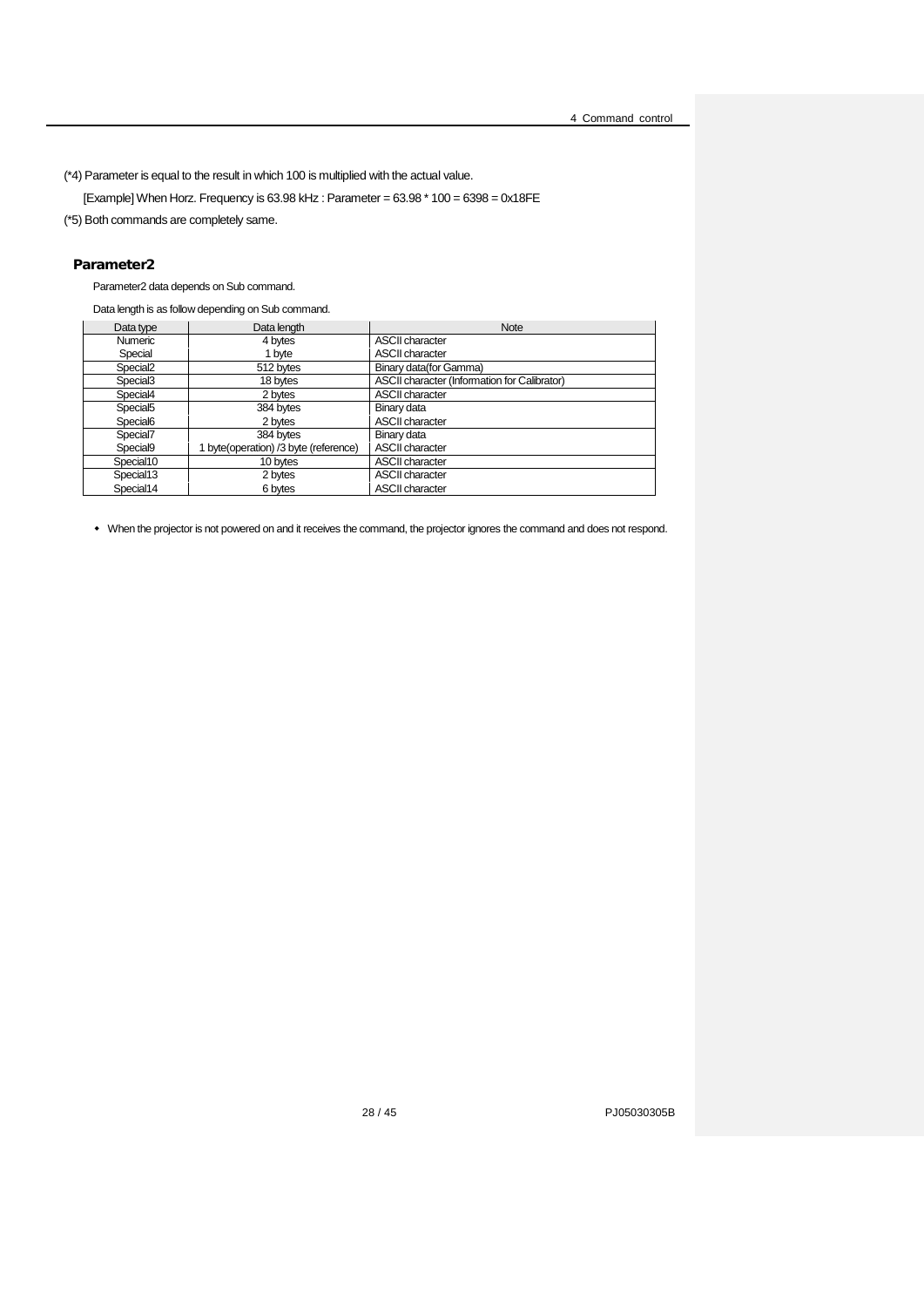(*4) Parameter is equal to the result in which 100 is multiplied with the actual value.

[Example] When Horz. Frequency is 63.98 kHz : Parameter = 63.98 * 100 = 6398 = 0x18FE

(*5) Both commands are completely same.

## Parameter2

Parameter2 data depends on Sub command.

Data length is as follow depending on Sub command.

| Data type | Data length | Note |
|---|---|---|
| Numeric | 4 bytes | ASCII character |
| Special | 1 byte | ASCII character |
| Special2 | 512 bytes | Binary data(for Gamma) |
| Special3 | 18 bytes | ASCII character (Information for Calibrator) |
| Special4 | 2 bytes | ASCII character |
| Special5 | 384 bytes | Binary data |
| Special6 | 2 bytes | ASCII character |
| Special7 | 384 bytes | Binary data |
| Special9 | 1 byte(operation) /3 byte (reference) | ASCII character |
| Special10 | 10 bytes | ASCII character |
| Special13 | 2 bytes | ASCII character |
| Special14 | 6 bytes | ASCII character |

- When the projector is not powered on and it receives the command, the projector ignores the command and does not respond.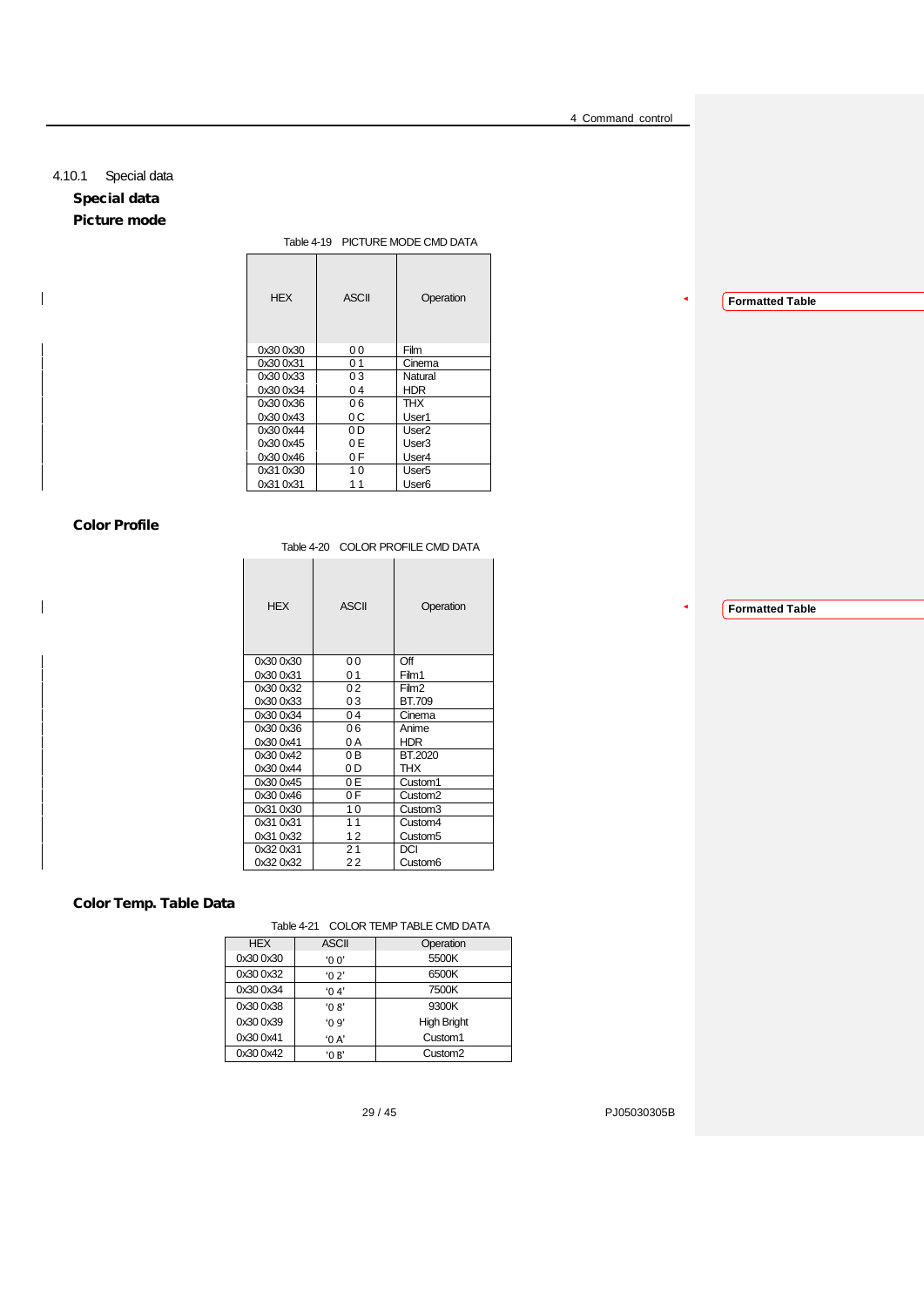### 4.10.1 Special data

**Special data**

**Picture mode**

Table 4-19 PICTURE MODE CMD DATA

| HEX | ASCII | Operation |
|---|---|---|
| 0x30 0x30 | 0 0 | Film |
| 0x30 0x31 | 0 1 | Cinema |
| 0x30 0x33 | 0 3 | Natural |
| 0x30 0x34 | 0 4 | HDR |
| 0x30 0x36 | 0 6 | THX |
| 0x30 0x43 | 0 C | User1 |
| 0x30 0x44 | 0 D | User2 |
| 0x30 0x45 | 0 E | User3 |
| 0x30 0x46 | 0 F | User4 |
| 0x31 0x30 | 1 0 | User5 |
| 0x31 0x31 | 1 1 | User6 |

**Color Profile**

Table 4-20 COLOR PROFILE CMD DATA

| HEX | ASCII | Operation |
|---|---|---|
| 0x30 0x30 | 0 0 | Off |
| 0x30 0x31 | 0 1 | Film1 |
| 0x30 0x32 | 0 2 | Film2 |
| 0x30 0x33 | 0 3 | BT.709 |
| 0x30 0x34 | 0 4 | Cinema |
| 0x30 0x36 | 0 6 | Anime |
| 0x30 0x41 | 0 A | HDR |
| 0x30 0x42 | 0 B | BT.2020 |
| 0x30 0x44 | 0 D | THX |
| 0x30 0x45 | 0 E | Custom1 |
| 0x30 0x46 | 0 F | Custom2 |
| 0x31 0x30 | 1 0 | Custom3 |
| 0x31 0x31 | 1 1 | Custom4 |
| 0x31 0x32 | 1 2 | Custom5 |
| 0x32 0x31 | 2 1 | DCI |
| 0x32 0x32 | 2 2 | Custom6 |

**Color Temp. Table Data**

Table 4-21 COLOR TEMP TABLE CMD DATA

| HEX | ASCII | Operation |
|---|---|---|
| 0x30 0x30 | '0 0' | 5500K |
| 0x30 0x32 | '0 2' | 6500K |
| 0x30 0x34 | '0 4' | 7500K |
| 0x30 0x38 | '0 8' | 9300K |
| 0x30 0x39 | '0 9' | High Bright |
| 0x30 0x41 | '0 A' | Custom1 |
| 0x30 0x42 | '0 B' | Custom2 |

PJ05030305B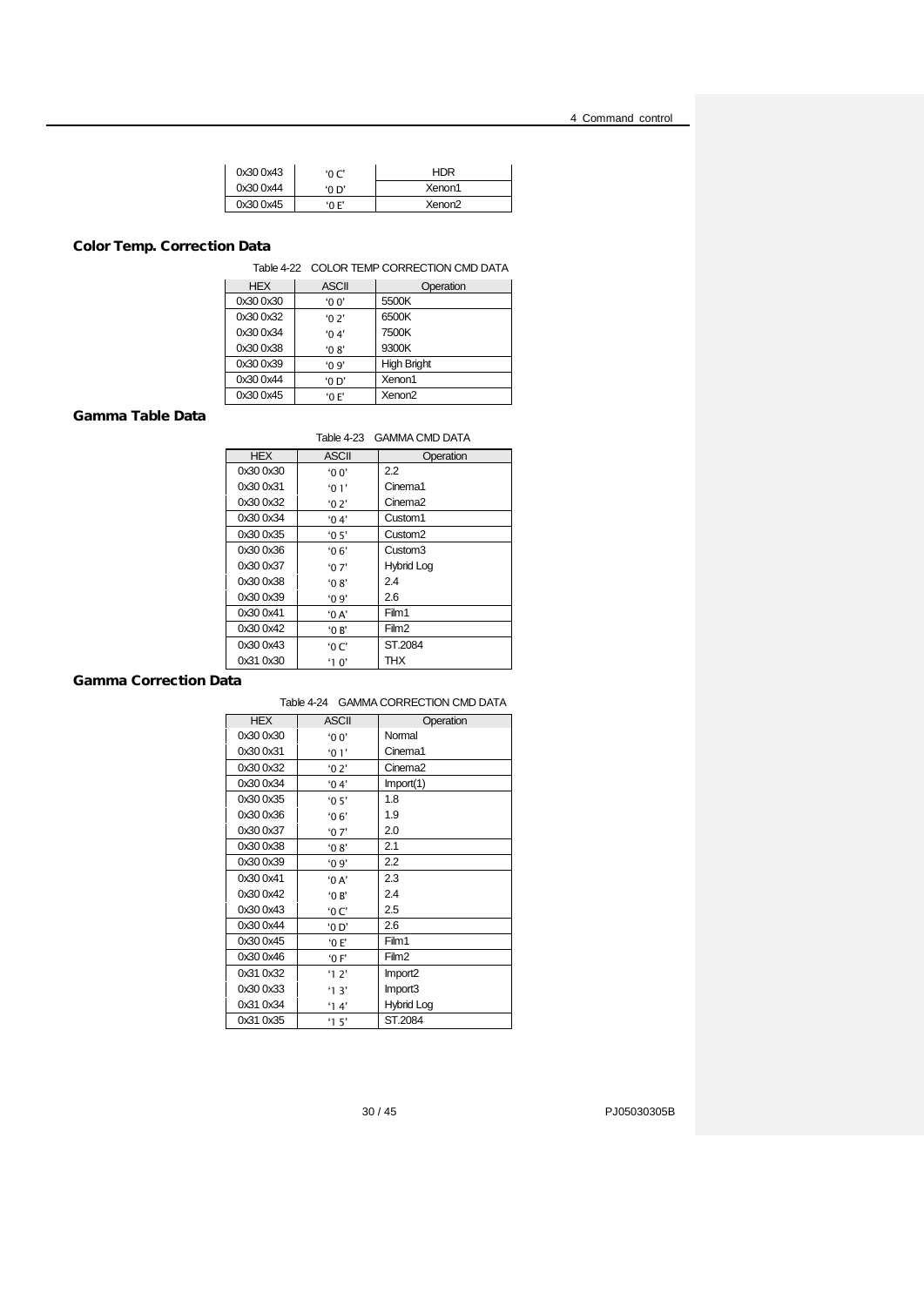| 0x30 0x43 | '0 C' | HDR |
|---|---|---|
| 0x30 0x44 | '0 D' | Xenon1 |
| 0x30 0x45 | '0 E' | Xenon2 |

## Color Temp. Correction Data

Table 4-22 COLOR TEMP CORRECTION CMD DATA

| HEX | ASCII | Operation |
|---|---|---|
| 0x30 0x30 | '0 0' | 5500K |
| 0x30 0x32 | '0 2' | 6500K |
| 0x30 0x34 | '0 4' | 7500K |
| 0x30 0x38 | '0 8' | 9300K |
| 0x30 0x39 | '0 9' | High Bright |
| 0x30 0x44 | '0 D' | Xenon1 |
| 0x30 0x45 | '0 E' | Xenon2 |

## Gamma Table Data

Table 4-23 GAMMA CMD DATA

| HEX | ASCII | Operation |
|---|---|---|
| 0x30 0x30 | '0 0' | 2.2 |
| 0x30 0x31 | '0 1' | Cinema1 |
| 0x30 0x32 | '0 2' | Cinema2 |
| 0x30 0x34 | '0 4' | Custom1 |
| 0x30 0x35 | '0 5' | Custom2 |
| 0x30 0x36 | '0 6' | Custom3 |
| 0x30 0x37 | '0 7' | Hybrid Log |
| 0x30 0x38 | '0 8' | 2.4 |
| 0x30 0x39 | '0 9' | 2.6 |
| 0x30 0x41 | '0 A' | Film1 |
| 0x30 0x42 | '0 B' | Film2 |
| 0x30 0x43 | '0 C' | ST.2084 |
| 0x31 0x30 | '1 0' | THX |

## Gamma Correction Data

Table 4-24 GAMMA CORRECTION CMD DATA

| HEX | ASCII | Operation |
|---|---|---|
| 0x30 0x30 | '0 0' | Normal |
| 0x30 0x31 | '0 1' | Cinema1 |
| 0x30 0x32 | '0 2' | Cinema2 |
| 0x30 0x34 | '0 4' | Import(1) |
| 0x30 0x35 | '0 5' | 1.8 |
| 0x30 0x36 | '0 6' | 1.9 |
| 0x30 0x37 | '0 7' | 2.0 |
| 0x30 0x38 | '0 8' | 2.1 |
| 0x30 0x39 | '0 9' | 2.2 |
| 0x30 0x41 | '0 A' | 2.3 |
| 0x30 0x42 | '0 B' | 2.4 |
| 0x30 0x43 | '0 C' | 2.5 |
| 0x30 0x44 | '0 D' | 2.6 |
| 0x30 0x45 | '0 E' | Film1 |
| 0x30 0x46 | '0 F' | Film2 |
| 0x31 0x32 | '1 2' | Import2 |
| 0x30 0x33 | '1 3' | Import3 |
| 0x31 0x34 | '1 4' | Hybrid Log |
| 0x31 0x35 | '1 5' | ST.2084 |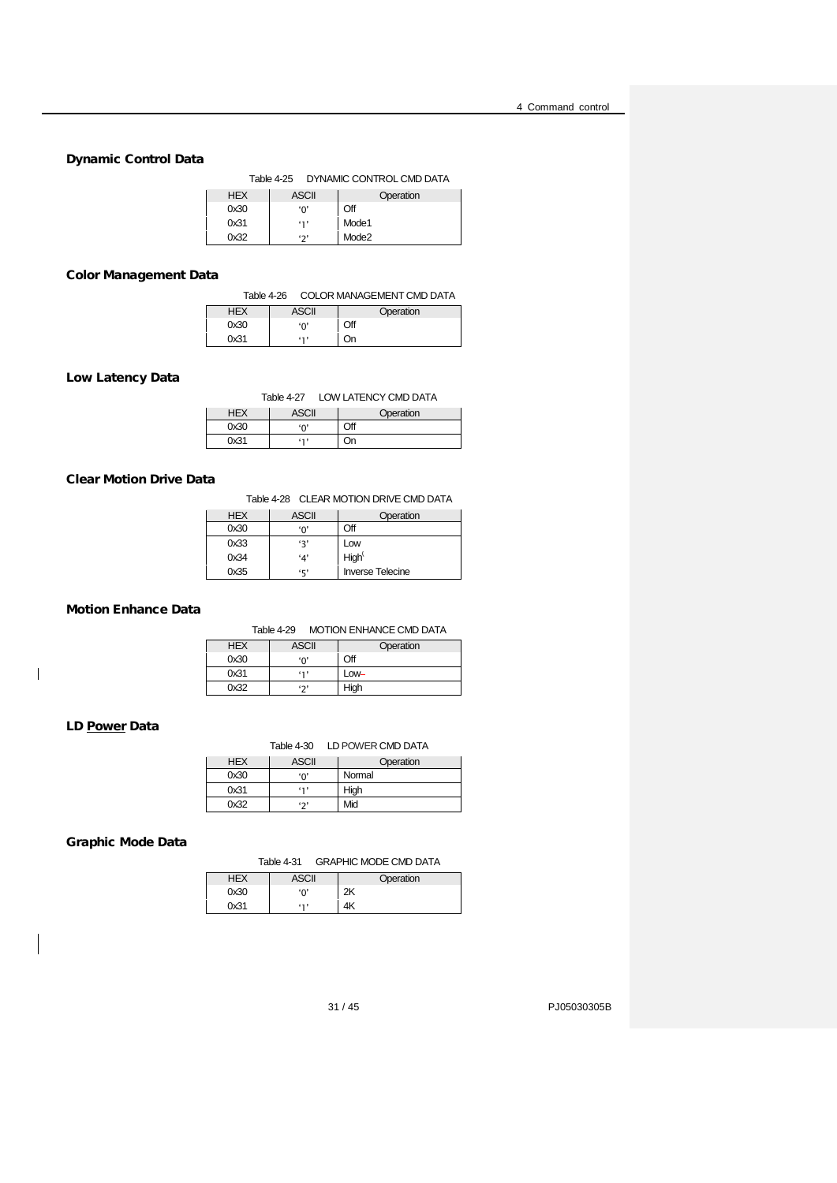### Dynamic Control Data

Table 4-25 DYNAMIC CONTROL CMD DATA

| HEX | ASCII | Operation |
|---|---|---|
| 0x30 | '0' | Off |
| 0x31 | '1' | Mode1 |
| 0x32 | '2' | Mode2 |

### Color Management Data

Table 4-26 COLOR MANAGEMENT CMD DATA

| HEX | ASCII | Operation |
|---|---|---|
| 0x30 | '0' | Off |
| 0x31 | '1' | On |

### Low Latency Data

Table 4-27 LOW LATENCY CMD DATA

| HEX | ASCII | Operation |
|---|---|---|
| 0x30 | '0' | Off |
| 0x31 | '1' | On |

### Clear Motion Drive Data

Table 4-28 CLEAR MOTION DRIVE CMD DATA

| HEX | ASCII | Operation |
|---|---|---|
| 0x30 | '0' | Off |
| 0x33 | '3' | Low |
| 0x34 | '4' | High |
| 0x35 | '5' | Inverse Telecine |

### Motion Enhance Data

Table 4-29 MOTION ENHANCE CMD DATA

| HEX | ASCII | Operation |
|---|---|---|
| 0x30 | '0' | Off |
| 0x31 | '1' | Low |
| 0x32 | '2' | High |

### LD Power Data

Table 4-30 LD POWER CMD DATA

| HEX | ASCII | Operation |
|---|---|---|
| 0x30 | '0' | Normal |
| 0x31 | '1' | High |
| 0x32 | '2' | Mid |

### Graphic Mode Data

Table 4-31 GRAPHIC MODE CMD DATA

| HEX | ASCII | Operation |
|---|---|---|
| 0x30 | '0' | 2K |
| 0x31 | '1' | 4K |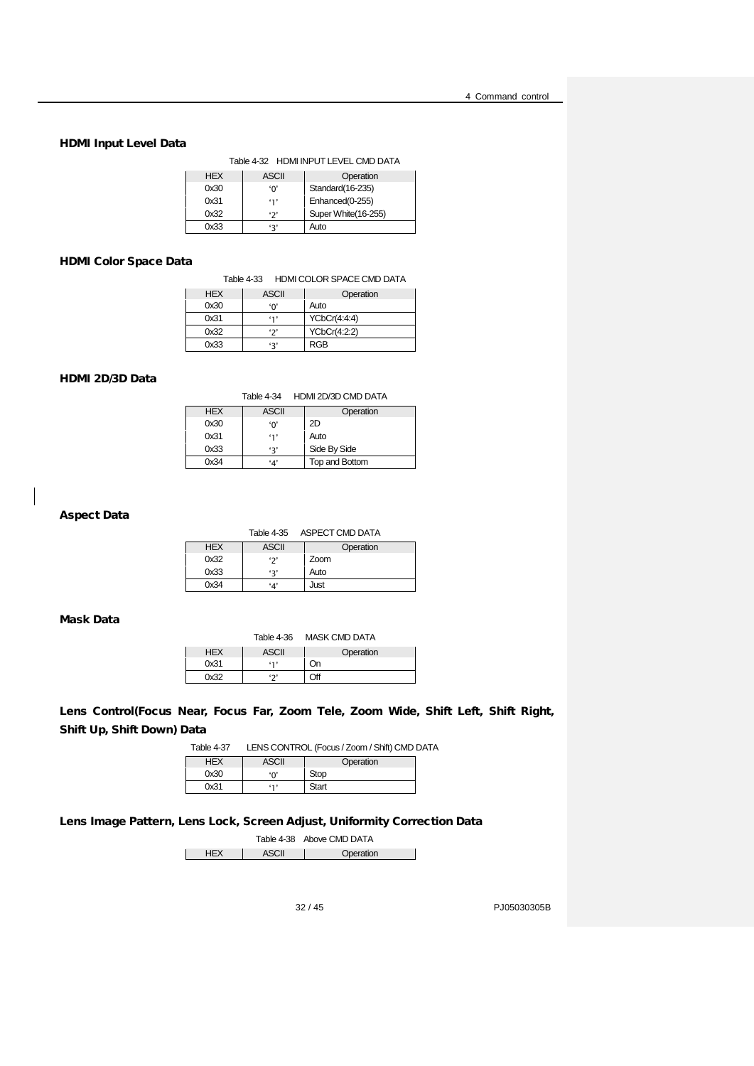### HDMI Input Level Data

Table 4-32 HDMI INPUT LEVEL CMD DATA

| HEX | ASCII | Operation |
|---|---|---|
| 0x30 | '0' | Standard(16-235) |
| 0x31 | '1' | Enhanced(0-255) |
| 0x32 | '2' | Super White(16-255) |
| 0x33 | '3' | Auto |

### HDMI Color Space Data

Table 4-33 HDMI COLOR SPACE CMD DATA

| HEX | ASCII | Operation |
|---|---|---|
| 0x30 | '0' | Auto |
| 0x31 | '1' | YCbCr(4:4:4) |
| 0x32 | '2' | YCbCr(4:2:2) |
| 0x33 | '3' | RGB |

### HDMI 2D/3D Data

Table 4-34 HDMI 2D/3D CMD DATA

| HEX | ASCII | Operation |
|---|---|---|
| 0x30 | '0' | 2D |
| 0x31 | '1' | Auto |
| 0x33 | '3' | Side By Side |
| 0x34 | '4' | Top and Bottom |

### Aspect Data

Table 4-35 ASPECT CMD DATA

| HEX | ASCII | Operation |
|---|---|---|
| 0x32 | '2' | Zoom |
| 0x33 | '3' | Auto |
| 0x34 | '4' | Just |

### Mask Data

Table 4-36 MASK CMD DATA

| HEX | ASCII | Operation |
|---|---|---|
| 0x31 | '1' | On |
| 0x32 | '2' | Off |

### Lens Control(Focus Near, Focus Far, Zoom Tele, Zoom Wide, Shift Left, Shift Right, Shift Up, Shift Down) Data

Table 4-37 LENS CONTROL (Focus / Zoom / Shift) CMD DATA

| HEX | ASCII | Operation |
|---|---|---|
| 0x30 | '0' | Stop |
| 0x31 | '1' | Start |

### Lens Image Pattern, Lens Lock, Screen Adjust, Uniformity Correction Data

Table 4-38 Above CMD DATA

| HEX | ASCII | Operation |
|---|---|---|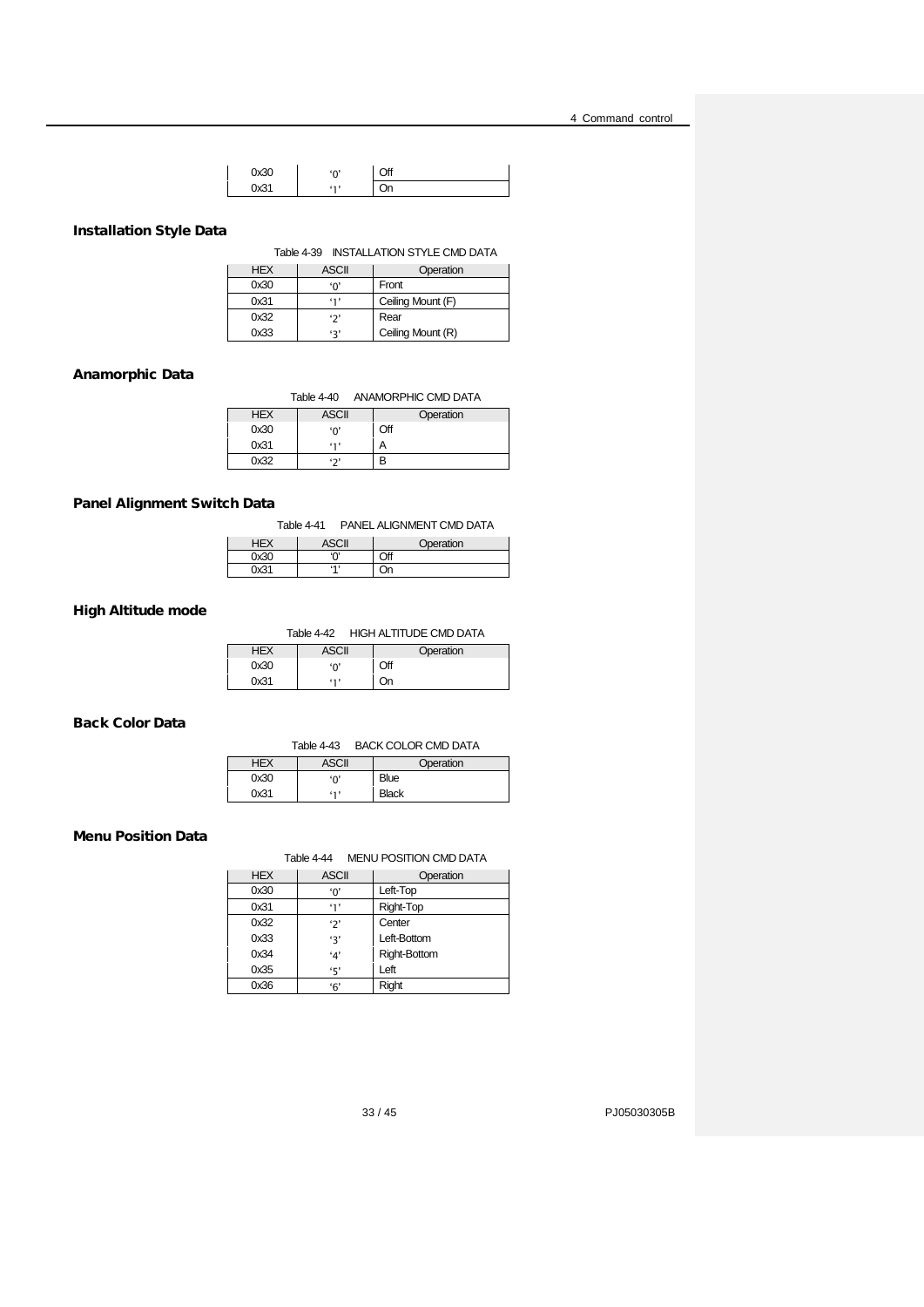| 0x30 | '0' | Off |
|---|---|---|
| 0x31 | '1' | On |

### Installation Style Data

Table 4-39 INSTALLATION STYLE CMD DATA

| HEX | ASCII | Operation |
|---|---|---|
| 0x30 | '0' | Front |
| 0x31 | '1' | Ceiling Mount (F) |
| 0x32 | '2' | Rear |
| 0x33 | '3' | Ceiling Mount (R) |

### Anamorphic Data

Table 4-40 ANAMORPHIC CMD DATA

| HEX | ASCII | Operation |
|---|---|---|
| 0x30 | '0' | Off |
| 0x31 | '1' | A |
| 0x32 | '2' | B |

### Panel Alignment Switch Data

Table 4-41 PANEL ALIGNMENT CMD DATA

| HEX | ASCII | Operation |
|---|---|---|
| 0x30 | '0' | Off |
| 0x31 | '1' | On |

### High Altitude mode

Table 4-42 HIGH ALTITUDE CMD DATA

| HEX | ASCII | Operation |
|---|---|---|
| 0x30 | '0' | Off |
| 0x31 | '1' | On |

### Back Color Data

Table 4-43 BACK COLOR CMD DATA

| HEX | ASCII | Operation |
|---|---|---|
| 0x30 | '0' | Blue |
| 0x31 | '1' | Black |

### Menu Position Data

Table 4-44 MENU POSITION CMD DATA

| HEX | ASCII | Operation |
|---|---|---|
| 0x30 | '0' | Left-Top |
| 0x31 | '1' | Right-Top |
| 0x32 | '2' | Center |
| 0x33 | '3' | Left-Bottom |
| 0x34 | '4' | Right-Bottom |
| 0x35 | '5' | Left |
| 0x36 | '6' | Right |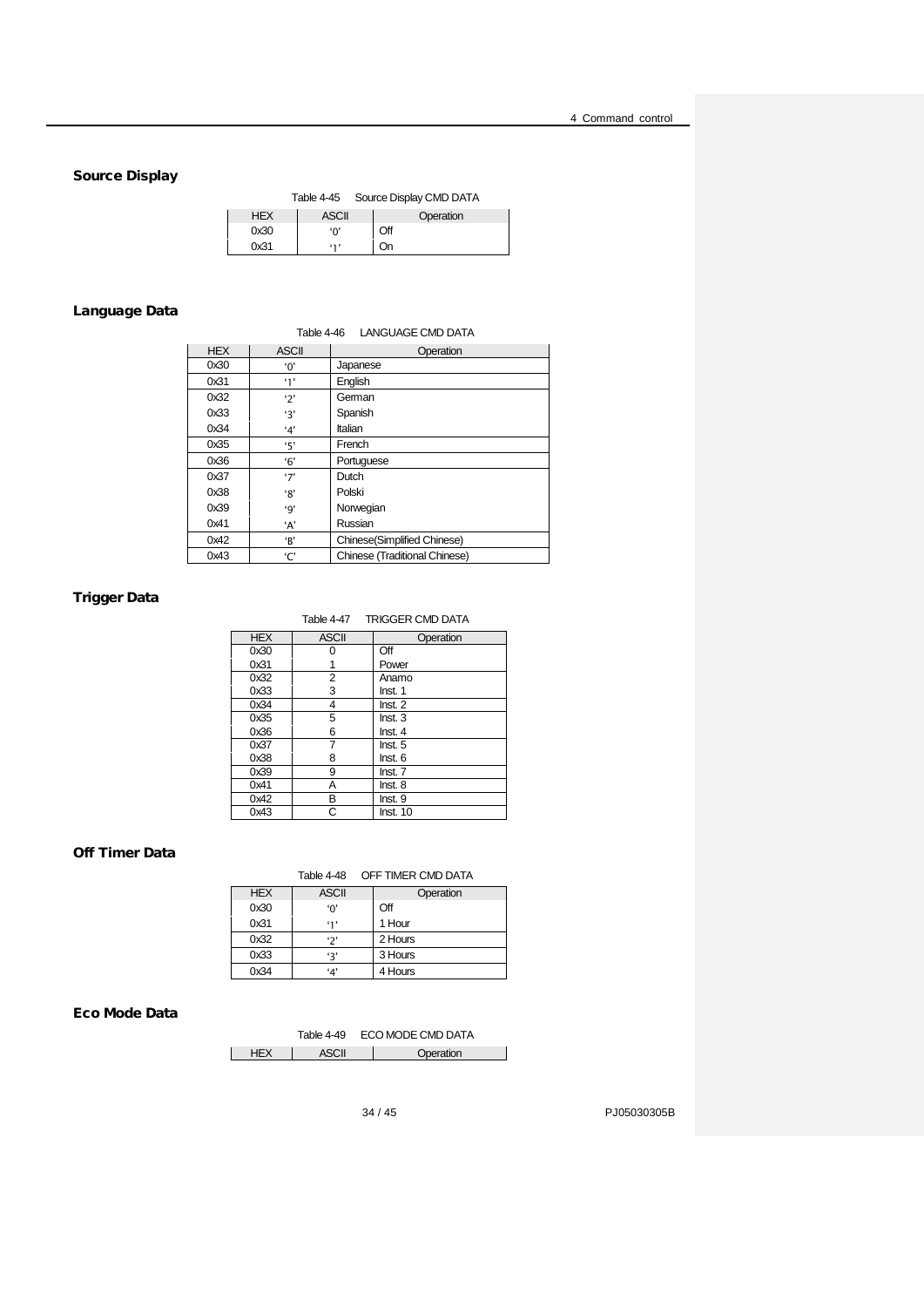### Source Display

Table 4-45 Source Display CMD DATA

| HEX | ASCII | Operation |
|---|---|---|
| 0x30 | '0' | Off |
| 0x31 | '1' | On |

### Language Data

Table 4-46 LANGUAGE CMD DATA

| HEX | ASCII | Operation |
|---|---|---|
| 0x30 | '0' | Japanese |
| 0x31 | '1' | English |
| 0x32 | '2' | German |
| 0x33 | '3' | Spanish |
| 0x34 | '4' | Italian |
| 0x35 | '5' | French |
| 0x36 | '6' | Portuguese |
| 0x37 | '7' | Dutch |
| 0x38 | '8' | Polski |
| 0x39 | '9' | Norwegian |
| 0x41 | 'A' | Russian |
| 0x42 | 'B' | Chinese(Simplified Chinese) |
| 0x43 | 'C' | Chinese (Traditional Chinese) |

### Trigger Data

Table 4-47 TRIGGER CMD DATA

| HEX | ASCII | Operation |
|---|---|---|
| 0x30 | 0 | Off |
| 0x31 | 1 | Power |
| 0x32 | 2 | Anamo |
| 0x33 | 3 | Inst. 1 |
| 0x34 | 4 | Inst. 2 |
| 0x35 | 5 | Inst. 3 |
| 0x36 | 6 | Inst. 4 |
| 0x37 | 7 | Inst. 5 |
| 0x38 | 8 | Inst. 6 |
| 0x39 | 9 | Inst. 7 |
| 0x41 | A | Inst. 8 |
| 0x42 | B | Inst. 9 |
| 0x43 | C | Inst. 10 |

### Off Timer Data

Table 4-48 OFF TIMER CMD DATA

| HEX | ASCII | Operation |
|---|---|---|
| 0x30 | '0' | Off |
| 0x31 | '1' | 1 Hour |
| 0x32 | '2' | 2 Hours |
| 0x33 | '3' | 3 Hours |
| 0x34 | '4' | 4 Hours |

### Eco Mode Data

Table 4-49 ECO MODE CMD DATA

| HEX | ASCII | Operation |
|---|---|---|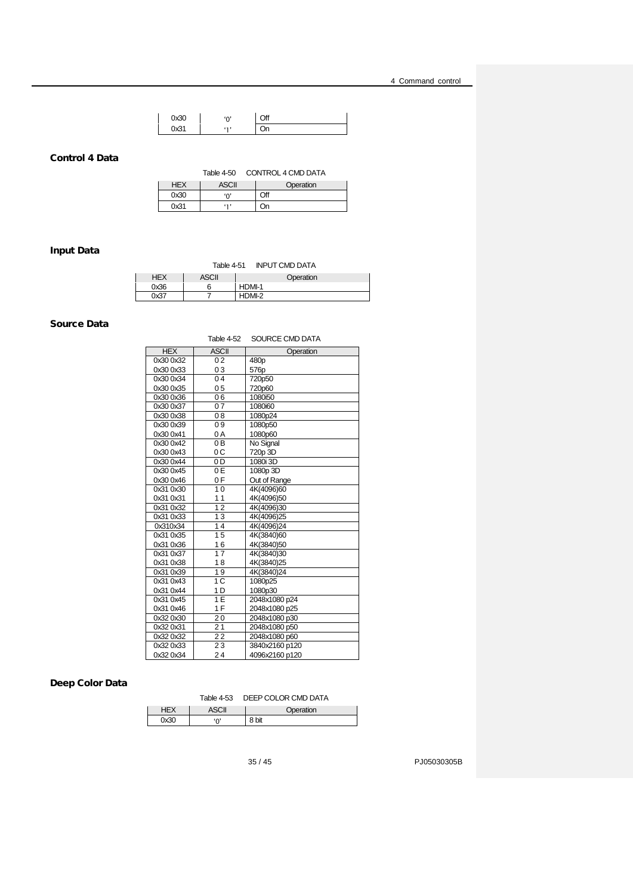| | | |
|---|---|---|
| 0x30 | '0' | Off |
| 0x31 | '1' | On |

### Control 4 Data

Table 4-50　CONTROL 4 CMD DATA

| HEX | ASCII | Operation |
|---|---|---|
| 0x30 | '0' | Off |
| 0x31 | '1' | On |

### Input Data

Table 4-51　INPUT CMD DATA

| HEX | ASCII | Operation |
|---|---|---|
| 0x36 | 6 | HDMI-1 |
| 0x37 | 7 | HDMI-2 |

### Source Data

Table 4-52　SOURCE CMD DATA

| HEX | ASCII | Operation |
|---|---|---|
| 0x30 0x32 | 0 2 | 480p |
| 0x30 0x33 | 0 3 | 576p |
| 0x30 0x34 | 0 4 | 720p50 |
| 0x30 0x35 | 0 5 | 720p60 |
| 0x30 0x36 | 0 6 | 1080i50 |
| 0x30 0x37 | 0 7 | 1080i60 |
| 0x30 0x38 | 0 8 | 1080p24 |
| 0x30 0x39 | 0 9 | 1080p50 |
| 0x30 0x41 | 0 A | 1080p60 |
| 0x30 0x42 | 0 B | No Signal |
| 0x30 0x43 | 0 C | 720p 3D |
| 0x30 0x44 | 0 D | 1080i 3D |
| 0x30 0x45 | 0 E | 1080p 3D |
| 0x30 0x46 | 0 F | Out of Range |
| 0x31 0x30 | 1 0 | 4K(4096)60 |
| 0x31 0x31 | 1 1 | 4K(4096)50 |
| 0x31 0x32 | 1 2 | 4K(4096)30 |
| 0x31 0x33 | 1 3 | 4K(4096)25 |
| 0x310x34 | 1 4 | 4K(4096)24 |
| 0x31 0x35 | 1 5 | 4K(3840)60 |
| 0x31 0x36 | 1 6 | 4K(3840)50 |
| 0x31 0x37 | 1 7 | 4K(3840)30 |
| 0x31 0x38 | 1 8 | 4K(3840)25 |
| 0x31 0x39 | 1 9 | 4K(3840)24 |
| 0x31 0x43 | 1 C | 1080p25 |
| 0x31 0x44 | 1 D | 1080p30 |
| 0x31 0x45 | 1 E | 2048x1080 p24 |
| 0x31 0x46 | 1 F | 2048x1080 p25 |
| 0x32 0x30 | 2 0 | 2048x1080 p30 |
| 0x32 0x31 | 2 1 | 2048x1080 p50 |
| 0x32 0x32 | 2 2 | 2048x1080 p60 |
| 0x32 0x33 | 2 3 | 3840x2160 p120 |
| 0x32 0x34 | 2 4 | 4096x2160 p120 |

### Deep Color Data

Table 4-53　DEEP COLOR CMD DATA

| HEX | ASCII | Operation |
|---|---|---|
| 0x30 | '0' | 8 bit |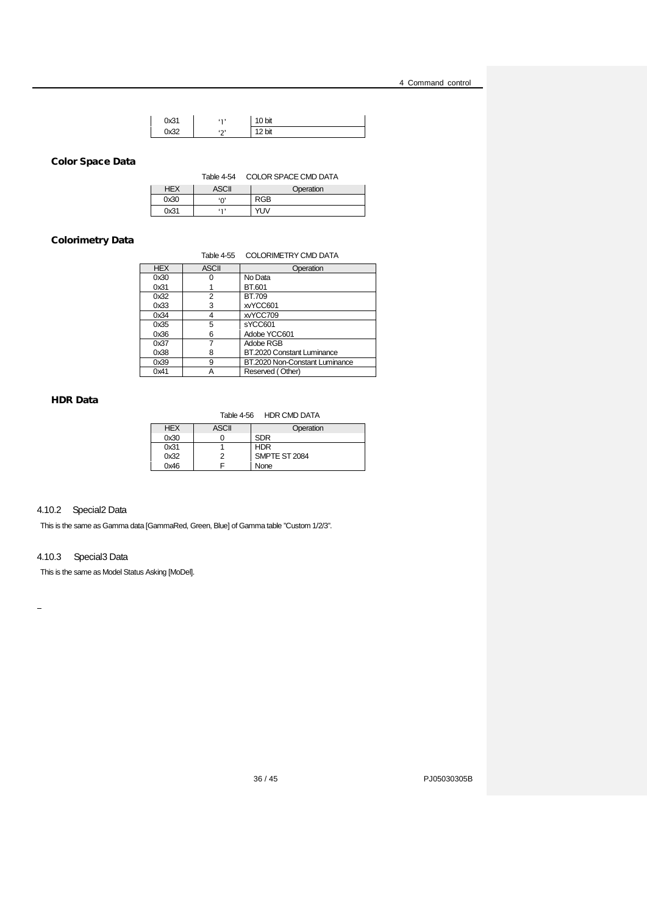| 0x31 | '1' | 10 bit |
|---|---|---|
| 0x32 | '2' | 12 bit |

### Color Space Data

Table 4-54 COLOR SPACE CMD DATA

| HEX | ASCII | Operation |
|---|---|---|
| 0x30 | '0' | RGB |
| 0x31 | '1' | YUV |

### Colorimetry Data

Table 4-55 COLORIMETRY CMD DATA

| HEX | ASCII | Operation |
|---|---|---|
| 0x30 | 0 | No Data |
| 0x31 | 1 | BT.601 |
| 0x32 | 2 | BT.709 |
| 0x33 | 3 | xvYCC601 |
| 0x34 | 4 | xvYCC709 |
| 0x35 | 5 | sYCC601 |
| 0x36 | 6 | Adobe YCC601 |
| 0x37 | 7 | Adobe RGB |
| 0x38 | 8 | BT.2020 Constant Luminance |
| 0x39 | 9 | BT.2020 Non-Constant Luminance |
| 0x41 | A | Reserved ( Other) |

### HDR Data

Table 4-56 HDR CMD DATA

| HEX | ASCII | Operation |
|---|---|---|
| 0x30 | 0 | SDR |
| 0x31 | 1 | HDR |
| 0x32 | 2 | SMPTE ST 2084 |
| 0x46 | F | None |

## 4.10.2 Special2 Data

This is the same as Gamma data [GammaRed, Green, Blue] of Gamma table "Custom 1/2/3".

## 4.10.3 Special3 Data

This is the same as Model Status Asking [MoDel].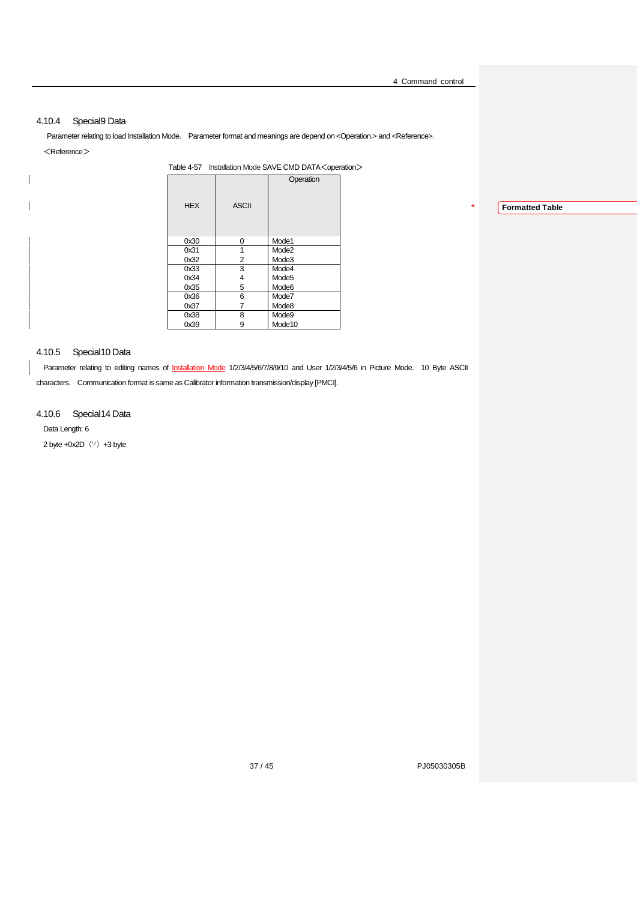### 4.10.4 Special9 Data

Parameter relating to load Installation Mode.　Parameter format and meanings are depend on <Operation.> and <Reference>.

＜Reference＞

Table 4-57　Installation Mode SAVE CMD DATA＜operation＞

| HEX | ASCII | Operation |
|---|---|---|
| 0x30 | 0 | Mode1 |
| 0x31 | 1 | Mode2 |
| 0x32 | 2 | Mode3 |
| 0x33 | 3 | Mode4 |
| 0x34 | 4 | Mode5 |
| 0x35 | 5 | Mode6 |
| 0x36 | 6 | Mode7 |
| 0x37 | 7 | Mode8 |
| 0x38 | 8 | Mode9 |
| 0x39 | 9 | Mode10 |

### 4.10.5 Special10 Data

Parameter relating to editing names of Installation Mode 1/2/3/4/5/6/7/8/9/10 and User 1/2/3/4/5/6 in Picture Mode.　10 Byte ASCII characters.　Communication format is same as Calibrator information transmission/display [PMCI].

### 4.10.6 Special14 Data

Data Length: 6

2 byte +0x2D（'-'）+3 byte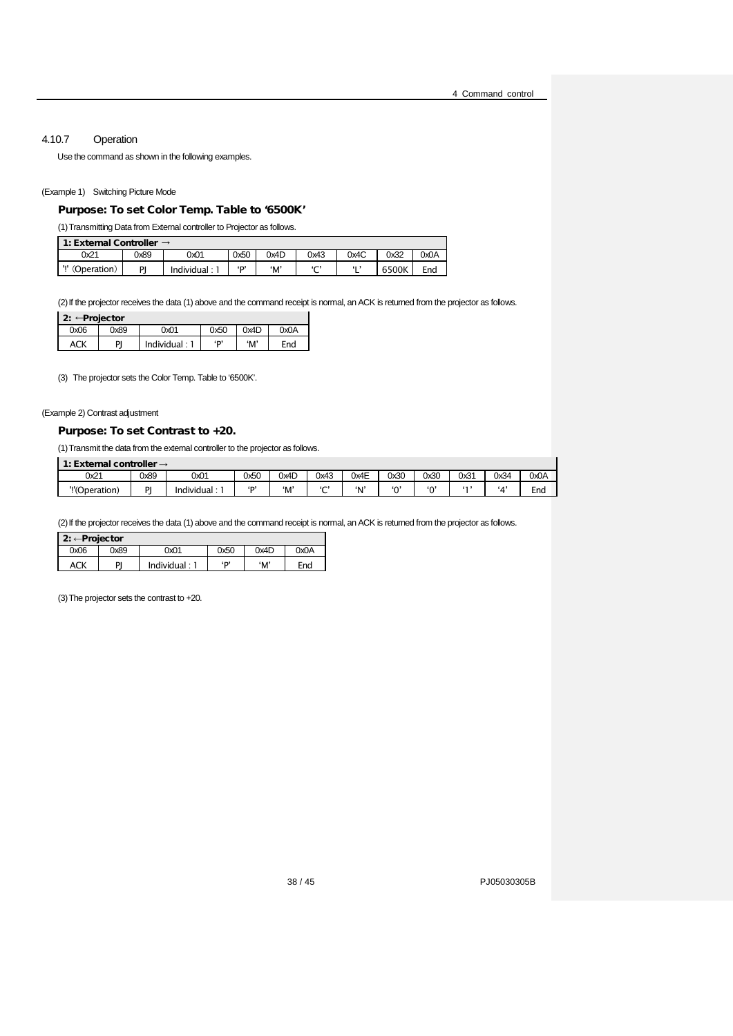### 4.10.7 Operation

Use the command as shown in the following examples.

(Example 1) Switching Picture Mode

**Purpose: To set Color Temp. Table to '6500K'**

(1) Transmitting Data from External controller to Projector as follows.

| 1: External Controller → | | | | | | | | |
|---|---|---|---|---|---|---|---|---|
| 0x21 | 0x89 | 0x01 | 0x50 | 0x4D | 0x43 | 0x4C | 0x32 | 0x0A |
| '!' (Operation) | PJ | Individual : 1 | 'P' | 'M' | 'C' | 'L' | 6500K | End |

(2) If the projector receives the data (1) above and the command receipt is normal, an ACK is returned from the projector as follows.

| 2: ←Projector | | | | | |
|---|---|---|---|---|---|
| 0x06 | 0x89 | 0x01 | 0x50 | 0x4D | 0x0A |
| ACK | PJ | Individual : 1 | 'P' | 'M' | End |

(3) The projector sets the Color Temp. Table to '6500K'.

(Example 2) Contrast adjustment

**Purpose: To set Contrast to +20.**

(1) Transmit the data from the external controller to the projector as follows.

| 1: External controller → | | | | | | | | | | | |
|---|---|---|---|---|---|---|---|---|---|---|---|
| 0x21 | 0x89 | 0x01 | 0x50 | 0x4D | 0x43 | 0x4E | 0x30 | 0x30 | 0x31 | 0x34 | 0x0A |
| '!'(Operation) | PJ | Individual : 1 | 'P' | 'M' | 'C' | 'N' | '0' | '0' | '1' | '4' | End |

(2) If the projector receives the data (1) above and the command receipt is normal, an ACK is returned from the projector as follows.

| 2: ←Projector | | | | | |
|---|---|---|---|---|---|
| 0x06 | 0x89 | 0x01 | 0x50 | 0x4D | 0x0A |
| ACK | PJ | Individual : 1 | 'P' | 'M' | End |

(3) The projector sets the contrast to +20.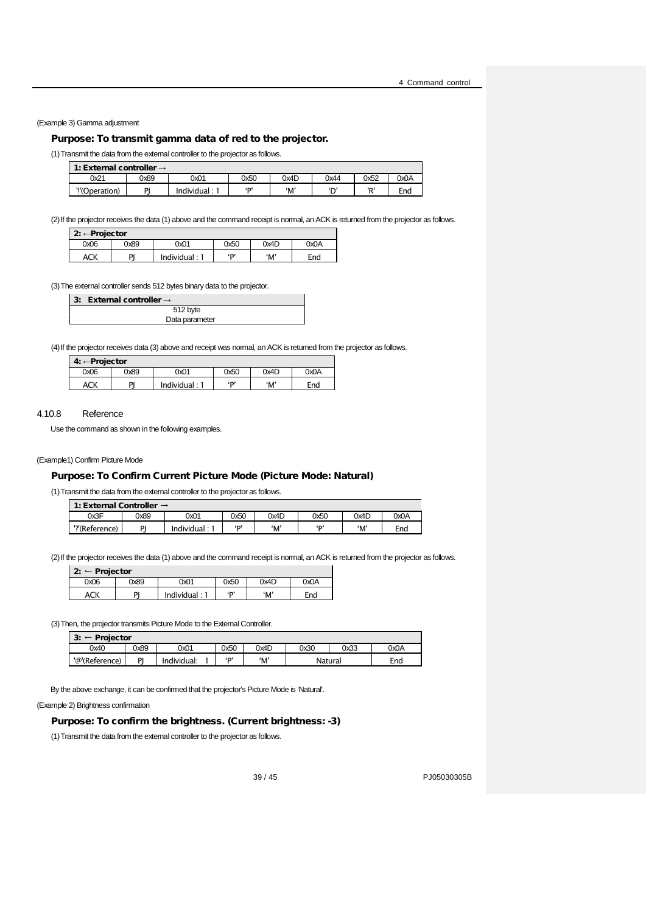(Example 3) Gamma adjustment

**Purpose: To transmit gamma data of red to the projector.**

(1) Transmit the data from the external controller to the projector as follows.

| 1: External controller → | | | | | | | |
|---|---|---|---|---|---|---|---|
| 0x21 | 0x89 | 0x01 | 0x50 | 0x4D | 0x44 | 0x52 | 0x0A |
| '!'(Operation) | PJ | Individual : 1 | 'P' | 'M' | 'D' | 'R' | End |

(2) If the projector receives the data (1) above and the command receipt is normal, an ACK is returned from the projector as follows.

| 2: ←Projector | | | | | |
|---|---|---|---|---|---|
| 0x06 | 0x89 | 0x01 | 0x50 | 0x4D | 0x0A |
| ACK | PJ | Individual : 1 | 'P' | 'M' | End |

(3) The external controller sends 512 bytes binary data to the projector.

| 3: External controller → |
|---|
| 512 byte<br>Data parameter |

(4) If the projector receives data (3) above and receipt was normal, an ACK is returned from the projector as follows.

| 4: ←Projector | | | | | |
|---|---|---|---|---|---|
| 0x06 | 0x89 | 0x01 | 0x50 | 0x4D | 0x0A |
| ACK | PJ | Individual : 1 | 'P' | 'M' | End |

### 4.10.8 Reference

Use the command as shown in the following examples.

(Example1) Confirm Picture Mode

**Purpose: To Confirm Current Picture Mode (Picture Mode: Natural)**

(1) Transmit the data from the external controller to the projector as follows.

| 1: External Controller → | | | | | | | |
|---|---|---|---|---|---|---|---|
| 0x3F | 0x89 | 0x01 | 0x50 | 0x4D | 0x50 | 0x4D | 0x0A |
| '?'(Reference) | PJ | Individual : 1 | 'P' | 'M' | 'P' | 'M' | End |

(2) If the projector receives the data (1) above and the command receipt is normal, an ACK is returned from the projector as follows.

| 2: ← Projector | | | | | |
|---|---|---|---|---|---|
| 0x06 | 0x89 | 0x01 | 0x50 | 0x4D | 0x0A |
| ACK | PJ | Individual : 1 | 'P' | 'M' | End |

(3) Then, the projector transmits Picture Mode to the External Controller.

| 3: ← Projector | | | | | | | |
|---|---|---|---|---|---|---|---|
| 0x40 | 0x89 | 0x01 | 0x50 | 0x4D | 0x30 | 0x33 | 0x0A |
| '@'(Reference) | PJ | Individual: 1 | 'P' | 'M' | Natural | | End |

By the above exchange, it can be confirmed that the projector's Picture Mode is 'Natural'.

(Example 2) Brightness confirmation

**Purpose: To confirm the brightness. (Current brightness: -3)**

(1) Transmit the data from the external controller to the projector as follows.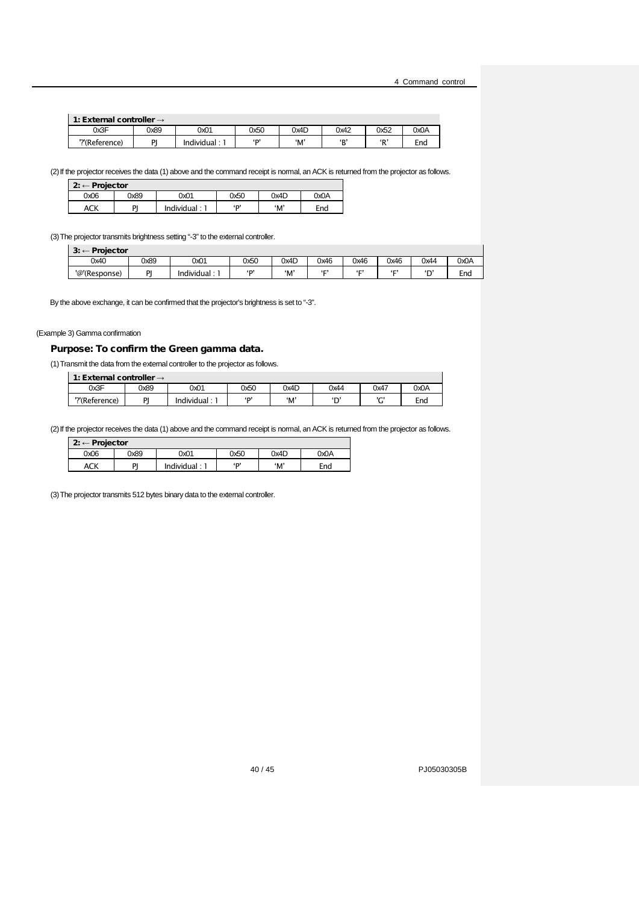| 1: External controller → | | | | | | | |
|---|---|---|---|---|---|---|---|
| 0x3F | 0x89 | 0x01 | 0x50 | 0x4D | 0x42 | 0x52 | 0x0A |
| '?'(Reference) | PJ | Individual : 1 | 'P' | 'M' | 'B' | 'R' | End |

(2) If the projector receives the data (1) above and the command receipt is normal, an ACK is returned from the projector as follows.

| 2: ← Projector | | | | | |
|---|---|---|---|---|---|
| 0x06 | 0x89 | 0x01 | 0x50 | 0x4D | 0x0A |
| ACK | PJ | Individual : 1 | 'P' | 'M' | End |

(3) The projector transmits brightness setting "-3" to the external controller.

| 3: ← Projector | | | | | | | | | |
|---|---|---|---|---|---|---|---|---|---|
| 0x40 | 0x89 | 0x01 | 0x50 | 0x4D | 0x46 | 0x46 | 0x46 | 0x44 | 0x0A |
| '@'(Response) | PJ | Individual : 1 | 'P' | 'M' | 'F' | 'F' | 'F' | 'D' | End |

By the above exchange, it can be confirmed that the projector's brightness is set to "-3".

(Example 3) Gamma confirmation

**Purpose: To confirm the Green gamma data.**

(1) Transmit the data from the external controller to the projector as follows.

| 1: External controller → | | | | | | | |
|---|---|---|---|---|---|---|---|
| 0x3F | 0x89 | 0x01 | 0x50 | 0x4D | 0x44 | 0x47 | 0x0A |
| '?'(Reference) | PJ | Individual : 1 | 'P' | 'M' | 'D' | 'G' | End |

(2) If the projector receives the data (1) above and the command receipt is normal, an ACK is returned from the projector as follows.

| 2: ← Projector | | | | | |
|---|---|---|---|---|---|
| 0x06 | 0x89 | 0x01 | 0x50 | 0x4D | 0x0A |
| ACK | PJ | Individual : 1 | 'P' | 'M' | End |

(3) The projector transmits 512 bytes binary data to the external controller.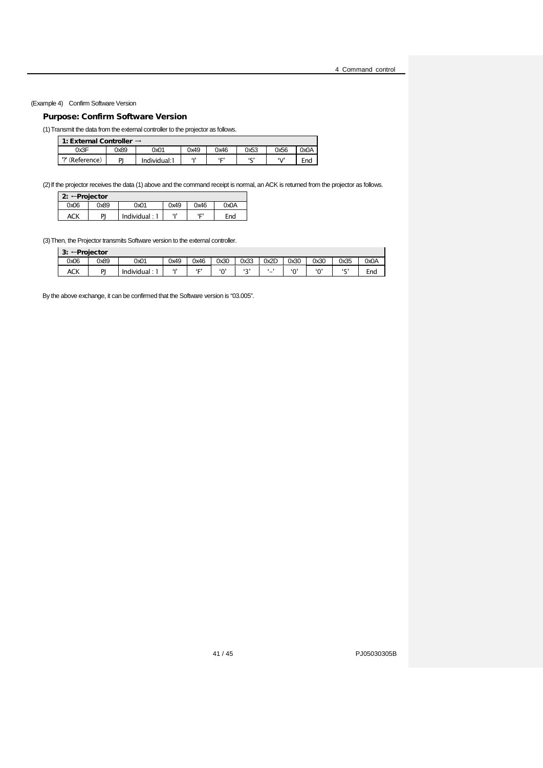(Example 4) Confirm Software Version

### Purpose: Confirm Software Version

(1) Transmit the data from the external controller to the projector as follows.

| 1: External Controller → | | | | | | | |
|---|---|---|---|---|---|---|---|
| 0x3F | 0x89 | 0x01 | 0x49 | 0x46 | 0x53 | 0x56 | 0x0A |
| '?' (Reference) | PJ | Individual:1 | 'I' | 'F' | 'S' | 'V' | End |

(2) If the projector receives the data (1) above and the command receipt is normal, an ACK is returned from the projector as follows.

| 2: ←Projector | | | | | |
|---|---|---|---|---|---|
| 0x06 | 0x89 | 0x01 | 0x49 | 0x46 | 0x0A |
| ACK | PJ | Individual : 1 | 'I' | 'F' | End |

(3) Then, the Projector transmits Software version to the external controller.

| 3: ←Projector | | | | | | | | | | | |
|---|---|---|---|---|---|---|---|---|---|---|---|
| 0x06 | 0x89 | 0x01 | 0x49 | 0x46 | 0x30 | 0x33 | 0x2D | 0x30 | 0x30 | 0x35 | 0x0A |
| ACK | PJ | Individual : 1 | 'I' | 'F' | '0' | '3' | '-' | '0' | '0' | '5' | End |

By the above exchange, it can be confirmed that the Software version is "03.005".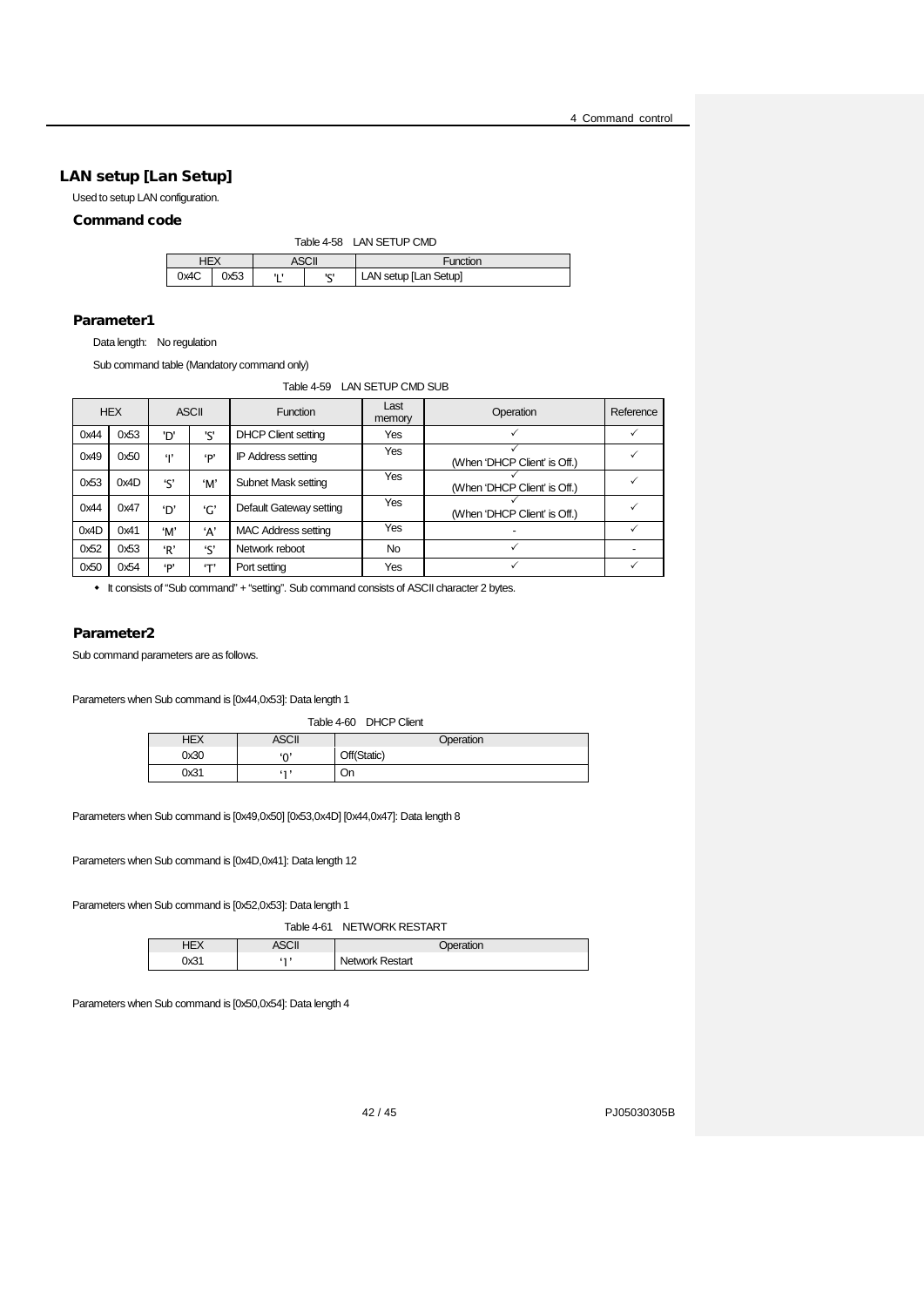## LAN setup [Lan Setup]

Used to setup LAN configuration.

### Command code

Table 4-58 LAN SETUP CMD

| HEX | | ASCII | | Function |
|---|---|---|---|---|
| 0x4C | 0x53 | 'L' | 'S' | LAN setup [Lan Setup] |

### Parameter1

Data length: No regulation

Sub command table (Mandatory command only)

Table 4-59 LAN SETUP CMD SUB

| HEX | | ASCII | | Function | Last memory | Operation | Reference |
|---|---|---|---|---|---|---|---|
| 0x44 | 0x53 | 'D' | 'S' | DHCP Client setting | Yes | ✓ | ✓ |
| 0x49 | 0x50 | 'I' | 'P' | IP Address setting | Yes | ✓ (When 'DHCP Client' is Off.) | ✓ |
| 0x53 | 0x4D | 'S' | 'M' | Subnet Mask setting | Yes | ✓ (When 'DHCP Client' is Off.) | ✓ |
| 0x44 | 0x47 | 'D' | 'G' | Default Gateway setting | Yes | ✓ (When 'DHCP Client' is Off.) | ✓ |
| 0x4D | 0x41 | 'M' | 'A' | MAC Address setting | Yes | - | ✓ |
| 0x52 | 0x53 | 'R' | 'S' | Network reboot | No | ✓ | - |
| 0x50 | 0x54 | 'P' | 'T' | Port setting | Yes | ✓ | ✓ |

- It consists of "Sub command" + "setting". Sub command consists of ASCII character 2 bytes.

### Parameter2

Sub command parameters are as follows.

Parameters when Sub command is [0x44,0x53]: Data length 1

Table 4-60 DHCP Client

| HEX | ASCII | Operation |
|---|---|---|
| 0x30 | '0' | Off(Static) |
| 0x31 | '1' | On |

Parameters when Sub command is [0x49,0x50] [0x53,0x4D] [0x44,0x47]: Data length 8

Parameters when Sub command is [0x4D,0x41]: Data length 12

Parameters when Sub command is [0x52,0x53]: Data length 1

Table 4-61 NETWORK RESTART

| HEX | ASCII | Operation |
|---|---|---|
| 0x31 | '1' | Network Restart |

Parameters when Sub command is [0x50,0x54]: Data length 4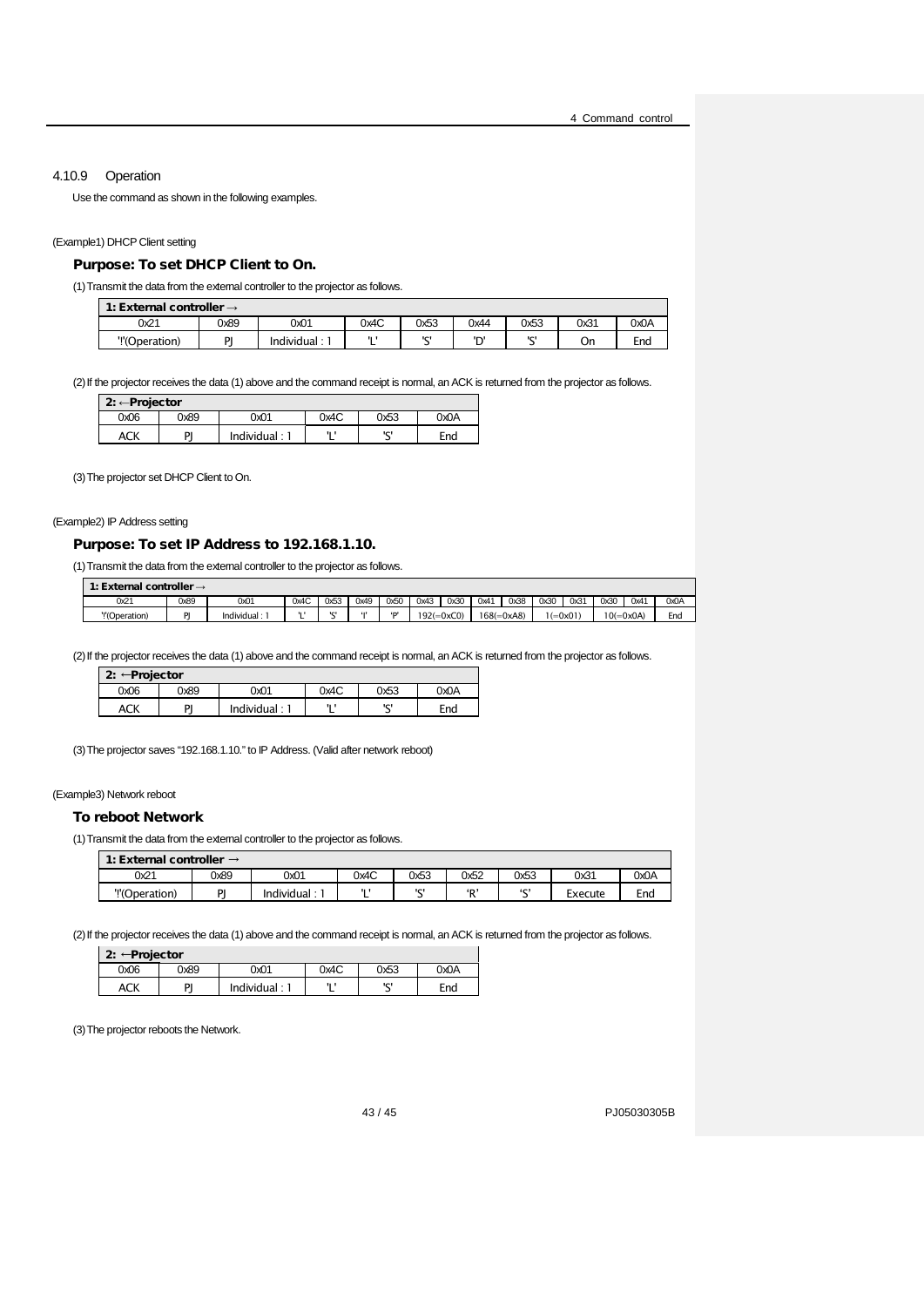### 4.10.9 Operation

Use the command as shown in the following examples.

(Example1) DHCP Client setting

**Purpose: To set DHCP Client to On.**

(1) Transmit the data from the external controller to the projector as follows.

| 1: External controller → | | | | | | | | |
|---|---|---|---|---|---|---|---|---|
| 0x21 | 0x89 | 0x01 | 0x4C | 0x53 | 0x44 | 0x53 | 0x31 | 0x0A |
| '!'(Operation) | PJ | Individual : 1 | 'L' | 'S' | 'D' | 'S' | On | End |

(2) If the projector receives the data (1) above and the command receipt is normal, an ACK is returned from the projector as follows.

| 2: ←Projector | | | | | |
|---|---|---|---|---|---|
| 0x06 | 0x89 | 0x01 | 0x4C | 0x53 | 0x0A |
| ACK | PJ | Individual : 1 | 'L' | 'S' | End |

(3) The projector set DHCP Client to On.

(Example2) IP Address setting

**Purpose: To set IP Address to 192.168.1.10.**

(1) Transmit the data from the external controller to the projector as follows.

| 1: External controller → | | | | | | | | | | | | | | | |
|---|---|---|---|---|---|---|---|---|---|---|---|---|---|---|---|
| 0x21 | 0x89 | 0x01 | 0x4C | 0x53 | 0x49 | 0x50 | 0x43 | 0x30 | 0x41 | 0x38 | 0x30 | 0x31 | 0x30 | 0x41 | 0x0A |
| '!'(Operation) | PJ | Individual : 1 | 'L' | 'S' | 'I' | 'P' | 192(=0xC0) | | 168(=0xA8) | | 1(=0x01) | | 10(=0x0A) | | End |

(2) If the projector receives the data (1) above and the command receipt is normal, an ACK is returned from the projector as follows.

| 2: ←Projector | | | | | |
|---|---|---|---|---|---|
| 0x06 | 0x89 | 0x01 | 0x4C | 0x53 | 0x0A |
| ACK | PJ | Individual : 1 | 'L' | 'S' | End |

(3) The projector saves "192.168.1.10." to IP Address. (Valid after network reboot)

(Example3) Network reboot

**To reboot Network**

(1) Transmit the data from the external controller to the projector as follows.

| 1: External controller → | | | | | | | | |
|---|---|---|---|---|---|---|---|---|
| 0x21 | 0x89 | 0x01 | 0x4C | 0x53 | 0x52 | 0x53 | 0x31 | 0x0A |
| '!'(Operation) | PJ | Individual : 1 | 'L' | 'S' | 'R' | 'S' | Execute | End |

(2) If the projector receives the data (1) above and the command receipt is normal, an ACK is returned from the projector as follows.

| 2: ←Projector | | | | | |
|---|---|---|---|---|---|
| 0x06 | 0x89 | 0x01 | 0x4C | 0x53 | 0x0A |
| ACK | PJ | Individual : 1 | 'L' | 'S' | End |

(3) The projector reboots the Network.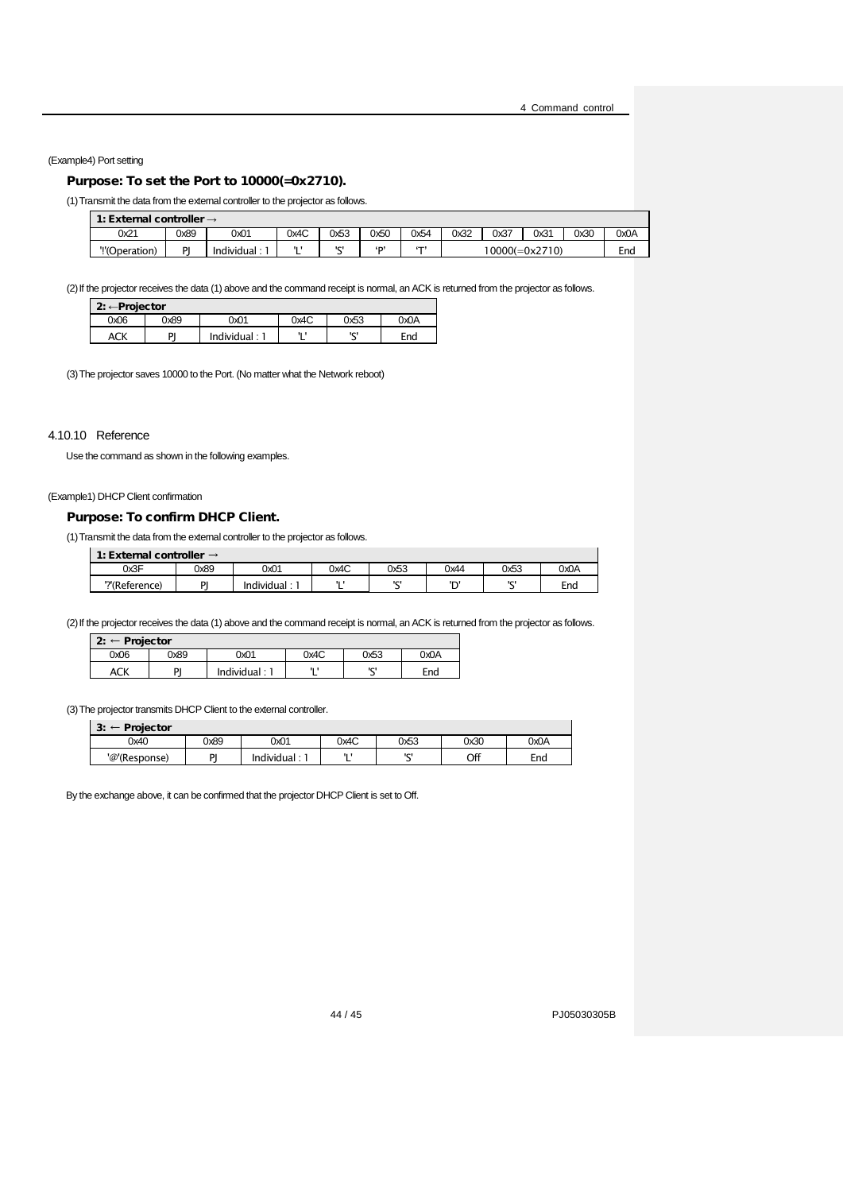(Example4) Port setting

**Purpose: To set the Port to 10000(=0x2710).**

(1) Transmit the data from the external controller to the projector as follows.

| 1: External controller → | | | | | | | | | | | |
|---|---|---|---|---|---|---|---|---|---|---|---|
| 0x21 | 0x89 | 0x01 | 0x4C | 0x53 | 0x50 | 0x54 | 0x32 | 0x37 | 0x31 | 0x30 | 0x0A |
| '!'(Operation) | PJ | Individual : 1 | 'L' | 'S' | 'P' | 'T' | 10000(=0x2710) | | | | End |

(2) If the projector receives the data (1) above and the command receipt is normal, an ACK is returned from the projector as follows.

| 2: ←Projector | | | | | |
|---|---|---|---|---|---|
| 0x06 | 0x89 | 0x01 | 0x4C | 0x53 | 0x0A |
| ACK | PJ | Individual : 1 | 'L' | 'S' | End |

(3) The projector saves 10000 to the Port. (No matter what the Network reboot)

## 4.10.10 Reference

Use the command as shown in the following examples.

(Example1) DHCP Client confirmation

**Purpose: To confirm DHCP Client.**

(1) Transmit the data from the external controller to the projector as follows.

| 1: External controller → | | | | | | | |
|---|---|---|---|---|---|---|---|
| 0x3F | 0x89 | 0x01 | 0x4C | 0x53 | 0x44 | 0x53 | 0x0A |
| '?'(Reference) | PJ | Individual : 1 | 'L' | 'S' | 'D' | 'S' | End |

(2) If the projector receives the data (1) above and the command receipt is normal, an ACK is returned from the projector as follows.

| 2: ← Projector | | | | | |
|---|---|---|---|---|---|
| 0x06 | 0x89 | 0x01 | 0x4C | 0x53 | 0x0A |
| ACK | PJ | Individual : 1 | 'L' | 'S' | End |

(3) The projector transmits DHCP Client to the external controller.

| 3: ← Projector | | | | | | |
|---|---|---|---|---|---|---|
| 0x40 | 0x89 | 0x01 | 0x4C | 0x53 | 0x30 | 0x0A |
| '@'(Response) | PJ | Individual : 1 | 'L' | 'S' | Off | End |

By the exchange above, it can be confirmed that the projector DHCP Client is set to Off.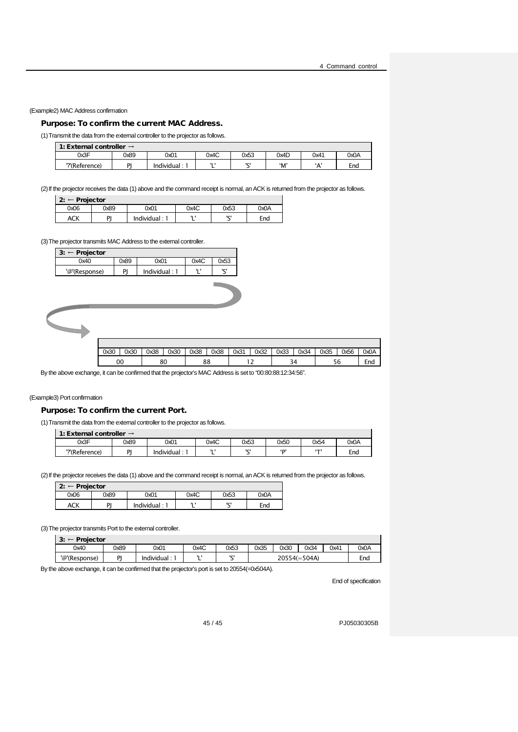(Example2) MAC Address confirmation

**Purpose: To confirm the current MAC Address.**

(1) Transmit the data from the external controller to the projector as follows.

| **1: External controller →** | | | | | | | |
|---|---|---|---|---|---|---|---|
| 0x3F | 0x89 | 0x01 | 0x4C | 0x53 | 0x4D | 0x41 | 0x0A |
| '?'(Reference) | PJ | Individual : 1 | 'L' | 'S' | 'M' | 'A' | End |

(2) If the projector receives the data (1) above and the command receipt is normal, an ACK is returned from the projector as follows.

| **2: ← Projector** | | | | | |
|---|---|---|---|---|---|
| 0x06 | 0x89 | 0x01 | 0x4C | 0x53 | 0x0A |
| ACK | PJ | Individual : 1 | 'L' | 'S' | End |

(3) The projector transmits MAC Address to the external controller.

| **3: ← Projector** | | | | |
|---|---|---|---|---|
| 0x40 | 0x89 | 0x01 | 0x4C | 0x53 |
| '@'(Response) | PJ | Individual : 1 | 'L' | 'S' |

| | | | | | | | | | | | | |
|---|---|---|---|---|---|---|---|---|---|---|---|---|
| 0x30 | 0x30 | 0x38 | 0x30 | 0x38 | 0x38 | 0x31 | 0x32 | 0x33 | 0x34 | 0x35 | 0x56 | 0x0A |
| 00 | | 80 | | 88 | | 12 | | 34 | | 56 | | End |

By the above exchange, it can be confirmed that the projector's MAC Address is set to "00:80:88:12:34:56".

(Example3) Port confirmation

**Purpose: To confirm the current Port.**

(1) Transmit the data from the external controller to the projector as follows.

| **1: External controller →** | | | | | | | |
|---|---|---|---|---|---|---|---|
| 0x3F | 0x89 | 0x01 | 0x4C | 0x53 | 0x50 | 0x54 | 0x0A |
| '?'(Reference) | PJ | Individual : 1 | 'L' | 'S' | 'P' | 'T' | End |

(2) If the projector receives the data (1) above and the command receipt is normal, an ACK is returned from the projector as follows.

| **2: ← Projector** | | | | | |
|---|---|---|---|---|---|
| 0x06 | 0x89 | 0x01 | 0x4C | 0x53 | 0x0A |
| ACK | PJ | Individual : 1 | 'L' | 'S' | End |

(3) The projector transmits Port to the external controller.

| **3: ← Projector** | | | | | | | | | |
|---|---|---|---|---|---|---|---|---|---|
| 0x40 | 0x89 | 0x01 | 0x4C | 0x53 | 0x35 | 0x30 | 0x34 | 0x41 | 0x0A |
| '@'(Response) | PJ | Individual : 1 | 'L' | 'S' | 20554(=504A) | | | | End |

By the above exchange, it can be confirmed that the projector's port is set to 20554(=0x504A).

End of specification

PJ05030305B